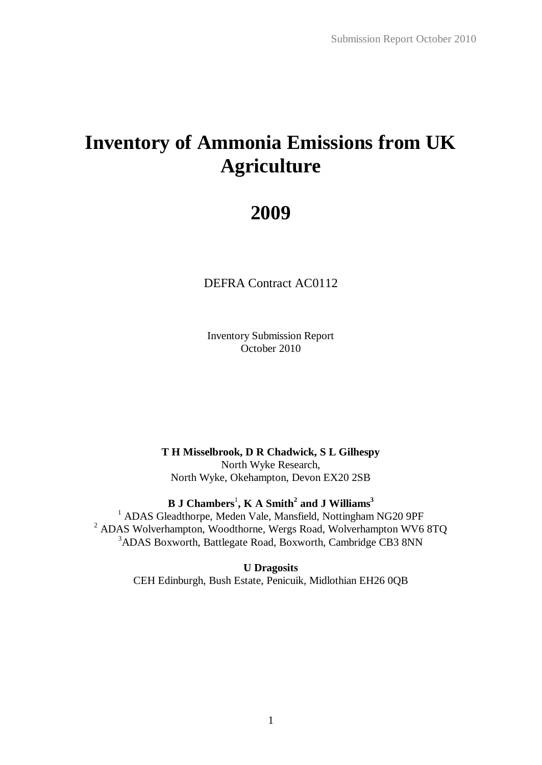# Inventory of Ammonia Emissions from UK Agriculture

# 2009

DEFRA Contract AC0112

Inventory Submission Report
October 2010

**T H Misselbrook, D R Chadwick, S L Gilhespy**
North Wyke Research,
North Wyke, Okehampton, Devon EX20 2SB

**B J Chambers[1], K A Smith[2] and J Williams[3]**
[1] ADAS Gleadthorpe, Meden Vale, Mansfield, Nottingham NG20 9PF
[2] ADAS Wolverhampton, Woodthorne, Wergs Road, Wolverhampton WV6 8TQ
[3] ADAS Boxworth, Battlegate Road, Boxworth, Cambridge CB3 8NN

**U Dragosits**
CEH Edinburgh, Bush Estate, Penicuik, Midlothian EH26 0QB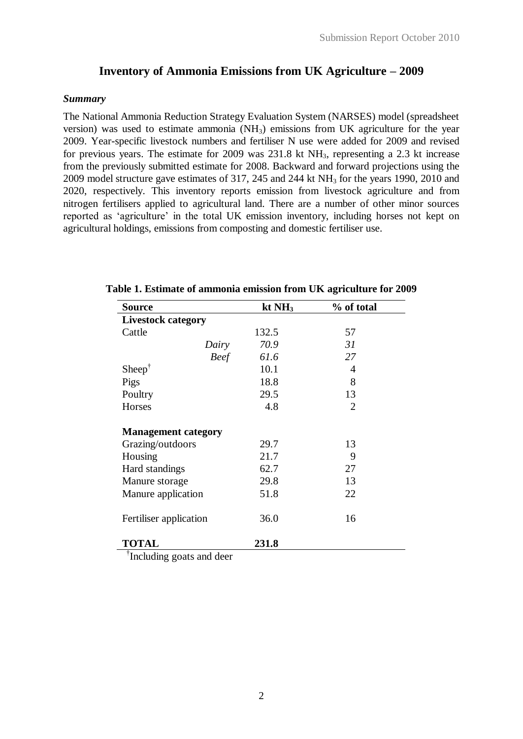# Inventory of Ammonia Emissions from UK Agriculture – 2009

### *Summary*

The National Ammonia Reduction Strategy Evaluation System (NARSES) model (spreadsheet version) was used to estimate ammonia ($NH_3$) emissions from UK agriculture for the year 2009. Year-specific livestock numbers and fertiliser N use were added for 2009 and revised for previous years. The estimate for 2009 was 231.8 kt $NH_3$, representing a 2.3 kt increase from the previously submitted estimate for 2008. Backward and forward projections using the 2009 model structure gave estimates of 317, 245 and 244 kt $NH_3$ for the years 1990, 2010 and 2020, respectively. This inventory reports emission from livestock agriculture and from nitrogen fertilisers applied to agricultural land. There are a number of other minor sources reported as 'agriculture' in the total UK emission inventory, including horses not kept on agricultural holdings, emissions from composting and domestic fertiliser use.

**Table 1. Estimate of ammonia emission from UK agriculture for 2009**

| Source | kt $NH_3$ | % of total |
|---|---|---|
| **Livestock category** | | |
| Cattle | 132.5 | 57 |
| *Dairy* | *70.9* | *31* |
| *Beef* | *61.6* | *27* |
| Sheep[†] | 10.1 | 4 |
| Pigs | 18.8 | 8 |
| Poultry | 29.5 | 13 |
| Horses | 4.8 | 2 |
| | | |
| **Management category** | | |
| Grazing/outdoors | 29.7 | 13 |
| Housing | 21.7 | 9 |
| Hard standings | 62.7 | 27 |
| Manure storage | 29.8 | 13 |
| Manure application | 51.8 | 22 |
| | | |
| Fertiliser application | 36.0 | 16 |
| | | |
| **TOTAL** | **231.8** | |

[†]Including goats and deer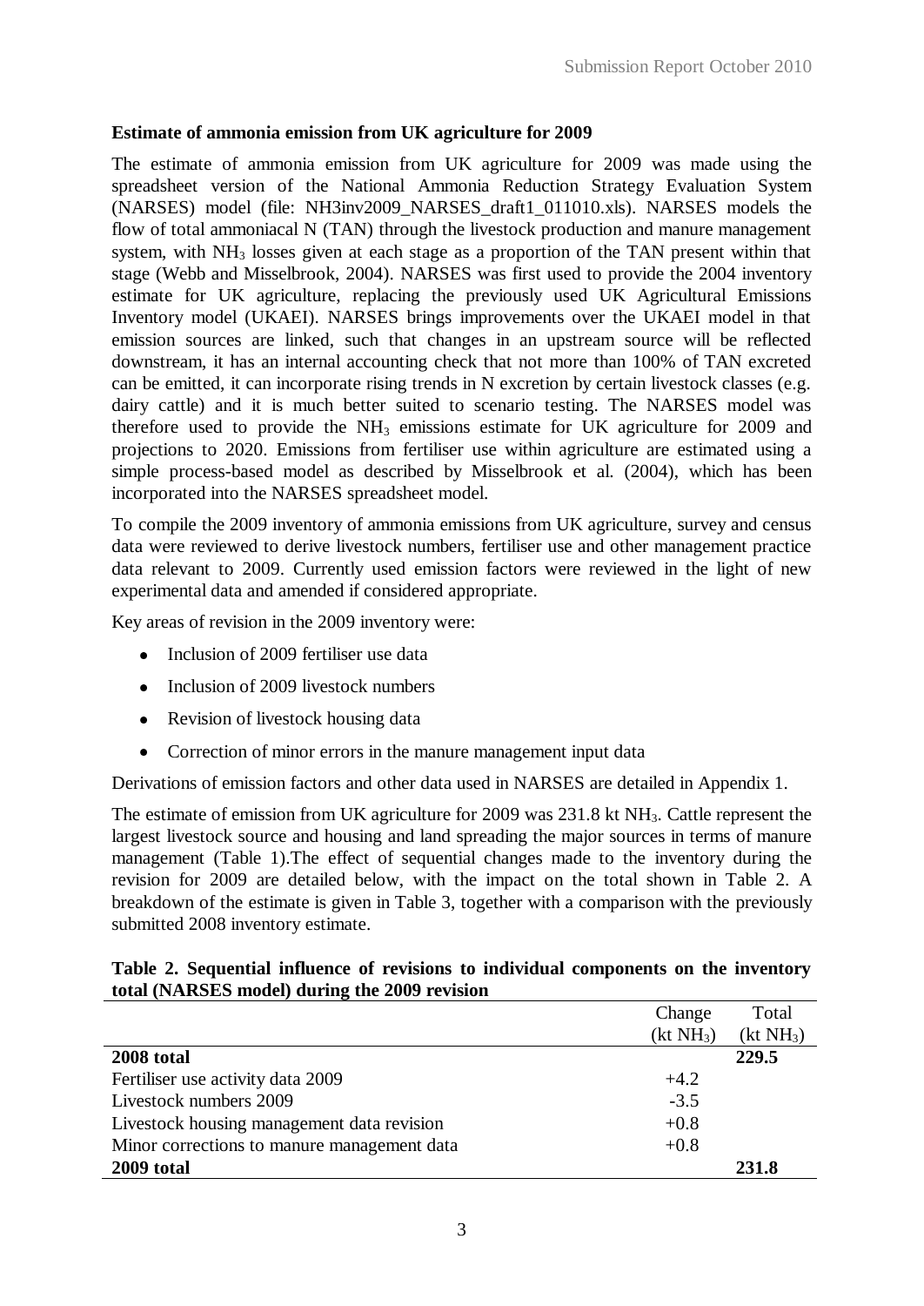**Estimate of ammonia emission from UK agriculture for 2009**

The estimate of ammonia emission from UK agriculture for 2009 was made using the spreadsheet version of the National Ammonia Reduction Strategy Evaluation System (NARSES) model (file: NH3inv2009_NARSES_draft1_011010.xls). NARSES models the flow of total ammoniacal N (TAN) through the livestock production and manure management system, with $NH_3$ losses given at each stage as a proportion of the TAN present within that stage (Webb and Misselbrook, 2004). NARSES was first used to provide the 2004 inventory estimate for UK agriculture, replacing the previously used UK Agricultural Emissions Inventory model (UKAEI). NARSES brings improvements over the UKAEI model in that emission sources are linked, such that changes in an upstream source will be reflected downstream, it has an internal accounting check that not more than 100% of TAN excreted can be emitted, it can incorporate rising trends in N excretion by certain livestock classes (e.g. dairy cattle) and it is much better suited to scenario testing. The NARSES model was therefore used to provide the $NH_3$ emissions estimate for UK agriculture for 2009 and projections to 2020. Emissions from fertiliser use within agriculture are estimated using a simple process-based model as described by Misselbrook et al. (2004), which has been incorporated into the NARSES spreadsheet model.

To compile the 2009 inventory of ammonia emissions from UK agriculture, survey and census data were reviewed to derive livestock numbers, fertiliser use and other management practice data relevant to 2009. Currently used emission factors were reviewed in the light of new experimental data and amended if considered appropriate.

Key areas of revision in the 2009 inventory were:

- Inclusion of 2009 fertiliser use data
- Inclusion of 2009 livestock numbers
- Revision of livestock housing data
- Correction of minor errors in the manure management input data

Derivations of emission factors and other data used in NARSES are detailed in Appendix 1.

The estimate of emission from UK agriculture for 2009 was 231.8 kt $NH_3$. Cattle represent the largest livestock source and housing and land spreading the major sources in terms of manure management (Table 1).The effect of sequential changes made to the inventory during the revision for 2009 are detailed below, with the impact on the total shown in Table 2. A breakdown of the estimate is given in Table 3, together with a comparison with the previously submitted 2008 inventory estimate.

**Table 2. Sequential influence of revisions to individual components on the inventory total (NARSES model) during the 2009 revision**

| | Change (kt $NH_3$) | Total (kt $NH_3$) |
|---|---|---|
| **2008 total** | | **229.5** |
| Fertiliser use activity data 2009 | +4.2 | |
| Livestock numbers 2009 | -3.5 | |
| Livestock housing management data revision | +0.8 | |
| Minor corrections to manure management data | +0.8 | |
| **2009 total** | | **231.8** |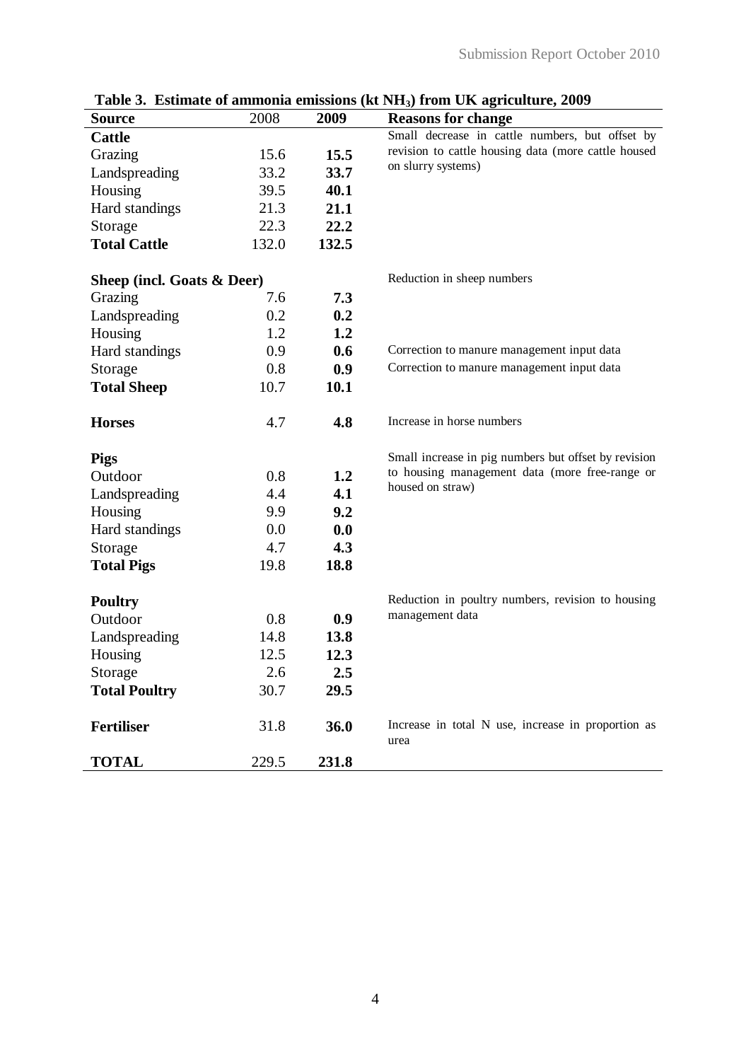**Table 3. Estimate of ammonia emissions (kt $NH_3$) from UK agriculture, 2009**

| **Source** | 2008 | **2009** | **Reasons for change** |
|---|---|---|---|
| **Cattle** | | | Small decrease in cattle numbers, but offset by revision to cattle housing data (more cattle housed on slurry systems) |
| Grazing | 15.6 | **15.5** | |
| Landspreading | 33.2 | **33.7** | |
| Housing | 39.5 | **40.1** | |
| Hard standings | 21.3 | **21.1** | |
| Storage | 22.3 | **22.2** | |
| **Total Cattle** | 132.0 | **132.5** | |
| | | | |
| **Sheep (incl. Goats & Deer)** | | | Reduction in sheep numbers |
| Grazing | 7.6 | **7.3** | |
| Landspreading | 0.2 | **0.2** | |
| Housing | 1.2 | **1.2** | |
| Hard standings | 0.9 | **0.6** | Correction to manure management input data |
| Storage | 0.8 | **0.9** | Correction to manure management input data |
| **Total Sheep** | 10.7 | **10.1** | |
| | | | |
| **Horses** | 4.7 | **4.8** | Increase in horse numbers |
| | | | |
| **Pigs** | | | Small increase in pig numbers but offset by revision to housing management data (more free-range or housed on straw) |
| Outdoor | 0.8 | **1.2** | |
| Landspreading | 4.4 | **4.1** | |
| Housing | 9.9 | **9.2** | |
| Hard standings | 0.0 | **0.0** | |
| Storage | 4.7 | **4.3** | |
| **Total Pigs** | 19.8 | **18.8** | |
| | | | |
| **Poultry** | | | Reduction in poultry numbers, revision to housing management data |
| Outdoor | 0.8 | **0.9** | |
| Landspreading | 14.8 | **13.8** | |
| Housing | 12.5 | **12.3** | |
| Storage | 2.6 | **2.5** | |
| **Total Poultry** | 30.7 | **29.5** | |
| | | | |
| **Fertiliser** | 31.8 | **36.0** | Increase in total N use, increase in proportion as urea |
| **TOTAL** | 229.5 | **231.8** | |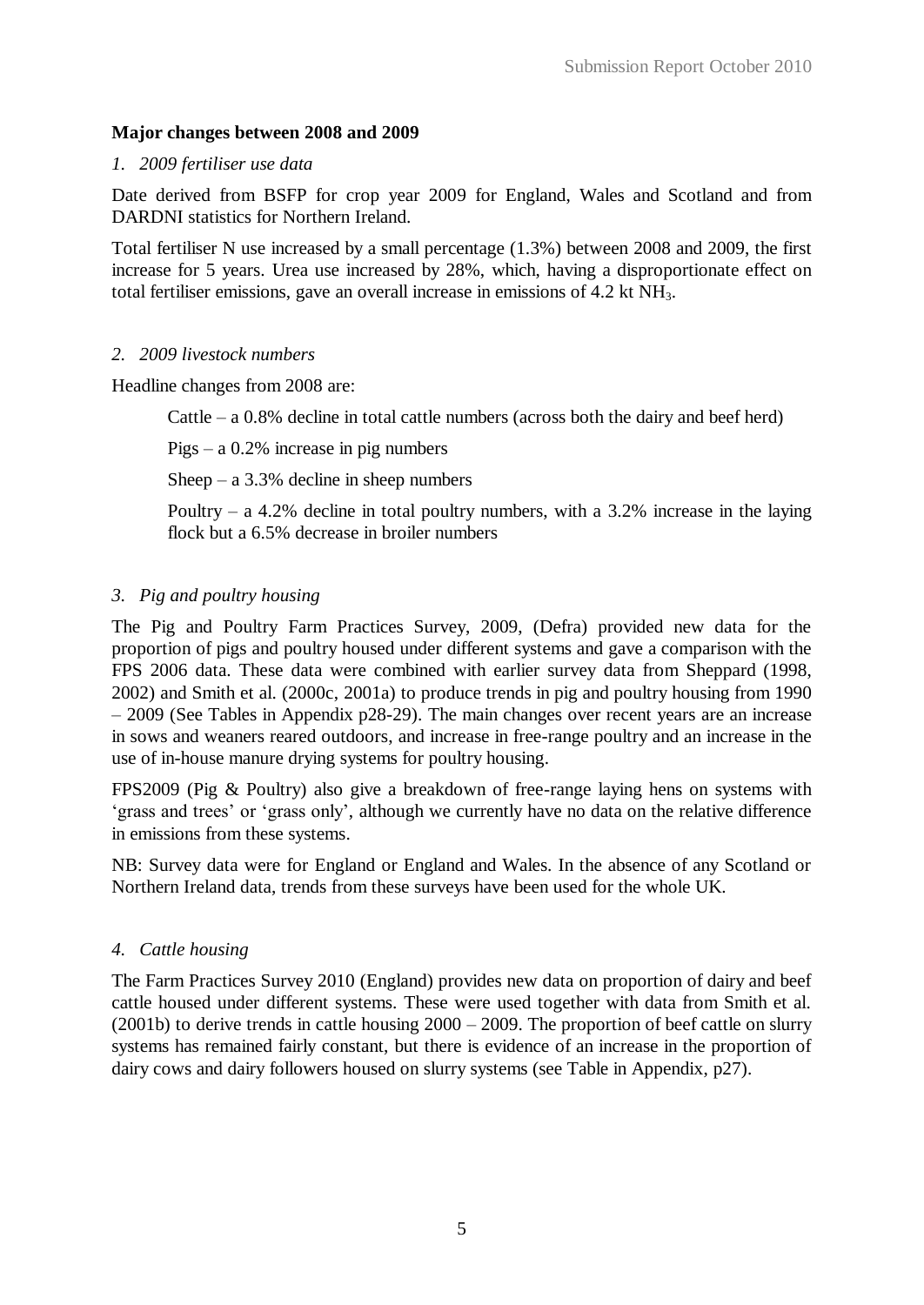**Major changes between 2008 and 2009**

*1. 2009 fertiliser use data*

Date derived from BSFP for crop year 2009 for England, Wales and Scotland and from DARDNI statistics for Northern Ireland.

Total fertiliser N use increased by a small percentage (1.3%) between 2008 and 2009, the first increase for 5 years. Urea use increased by 28%, which, having a disproportionate effect on total fertiliser emissions, gave an overall increase in emissions of 4.2 kt $NH_3$.

*2. 2009 livestock numbers*

Headline changes from 2008 are:

> Cattle – a 0.8% decline in total cattle numbers (across both the dairy and beef herd)
>
> Pigs – a 0.2% increase in pig numbers
>
> Sheep – a 3.3% decline in sheep numbers
>
> Poultry – a 4.2% decline in total poultry numbers, with a 3.2% increase in the laying flock but a 6.5% decrease in broiler numbers

*3. Pig and poultry housing*

The Pig and Poultry Farm Practices Survey, 2009, (Defra) provided new data for the proportion of pigs and poultry housed under different systems and gave a comparison with the FPS 2006 data. These data were combined with earlier survey data from Sheppard (1998, 2002) and Smith et al. (2000c, 2001a) to produce trends in pig and poultry housing from 1990 – 2009 (See Tables in Appendix p28-29). The main changes over recent years are an increase in sows and weaners reared outdoors, and increase in free-range poultry and an increase in the use of in-house manure drying systems for poultry housing.

FPS2009 (Pig & Poultry) also give a breakdown of free-range laying hens on systems with 'grass and trees' or 'grass only', although we currently have no data on the relative difference in emissions from these systems.

NB: Survey data were for England or England and Wales. In the absence of any Scotland or Northern Ireland data, trends from these surveys have been used for the whole UK.

*4. Cattle housing*

The Farm Practices Survey 2010 (England) provides new data on proportion of dairy and beef cattle housed under different systems. These were used together with data from Smith et al. (2001b) to derive trends in cattle housing 2000 – 2009. The proportion of beef cattle on slurry systems has remained fairly constant, but there is evidence of an increase in the proportion of dairy cows and dairy followers housed on slurry systems (see Table in Appendix, p27).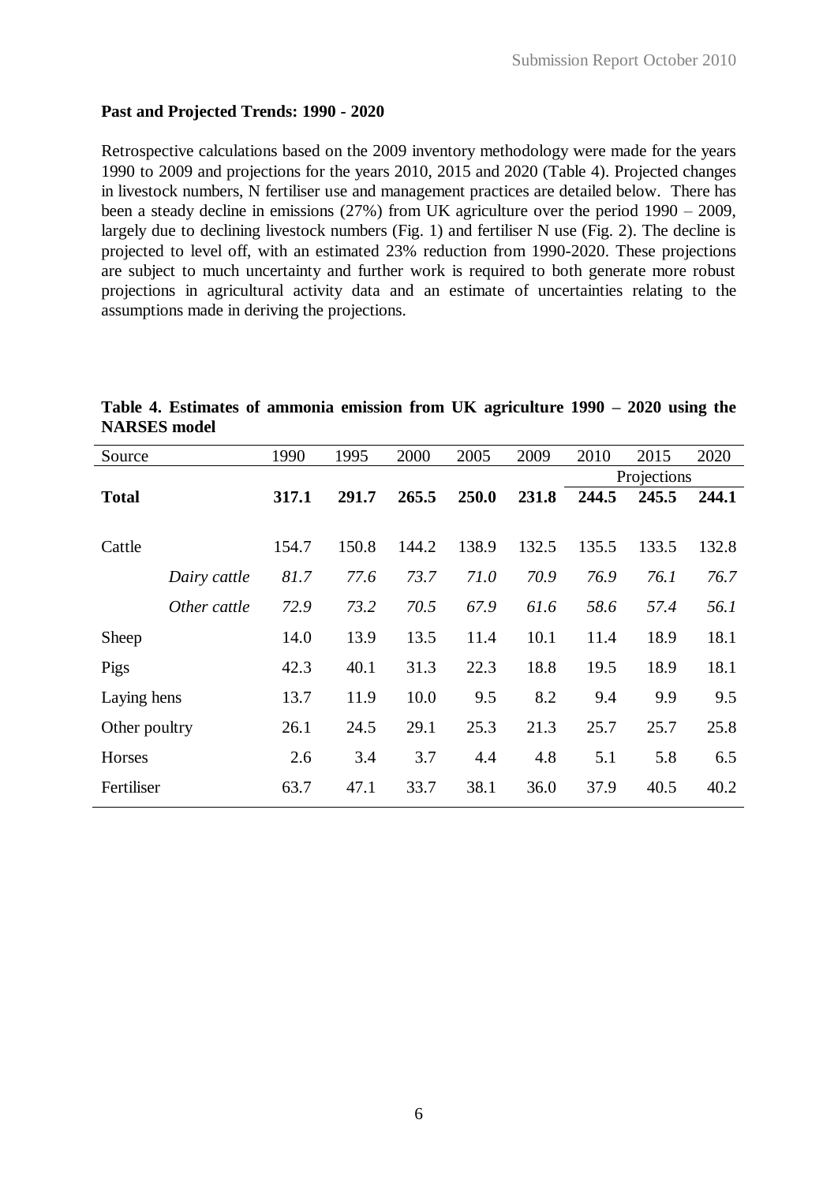**Past and Projected Trends: 1990 - 2020**

Retrospective calculations based on the 2009 inventory methodology were made for the years 1990 to 2009 and projections for the years 2010, 2015 and 2020 (Table 4). Projected changes in livestock numbers, N fertiliser use and management practices are detailed below. There has been a steady decline in emissions (27%) from UK agriculture over the period 1990 – 2009, largely due to declining livestock numbers (Fig. 1) and fertiliser N use (Fig. 2). The decline is projected to level off, with an estimated 23% reduction from 1990-2020. These projections are subject to much uncertainty and further work is required to both generate more robust projections in agricultural activity data and an estimate of uncertainties relating to the assumptions made in deriving the projections.

**Table 4. Estimates of ammonia emission from UK agriculture 1990 – 2020 using the NARSES model**

| Source | 1990 | 1995 | 2000 | 2005 | 2009 | 2010 | 2015 | 2020 |
|---|---|---|---|---|---|---|---|---|
| | | | | | | Projections | | |
| **Total** | **317.1** | **291.7** | **265.5** | **250.0** | **231.8** | **244.5** | **245.5** | **244.1** |
| Cattle | 154.7 | 150.8 | 144.2 | 138.9 | 132.5 | 135.5 | 133.5 | 132.8 |
| *Dairy cattle* | *81.7* | *77.6* | *73.7* | *71.0* | *70.9* | *76.9* | *76.1* | *76.7* |
| *Other cattle* | *72.9* | *73.2* | *70.5* | *67.9* | *61.6* | *58.6* | *57.4* | *56.1* |
| Sheep | 14.0 | 13.9 | 13.5 | 11.4 | 10.1 | 11.4 | 18.9 | 18.1 |
| Pigs | 42.3 | 40.1 | 31.3 | 22.3 | 18.8 | 19.5 | 18.9 | 18.1 |
| Laying hens | 13.7 | 11.9 | 10.0 | 9.5 | 8.2 | 9.4 | 9.9 | 9.5 |
| Other poultry | 26.1 | 24.5 | 29.1 | 25.3 | 21.3 | 25.7 | 25.7 | 25.8 |
| Horses | 2.6 | 3.4 | 3.7 | 4.4 | 4.8 | 5.1 | 5.8 | 6.5 |
| Fertiliser | 63.7 | 47.1 | 33.7 | 38.1 | 36.0 | 37.9 | 40.5 | 40.2 |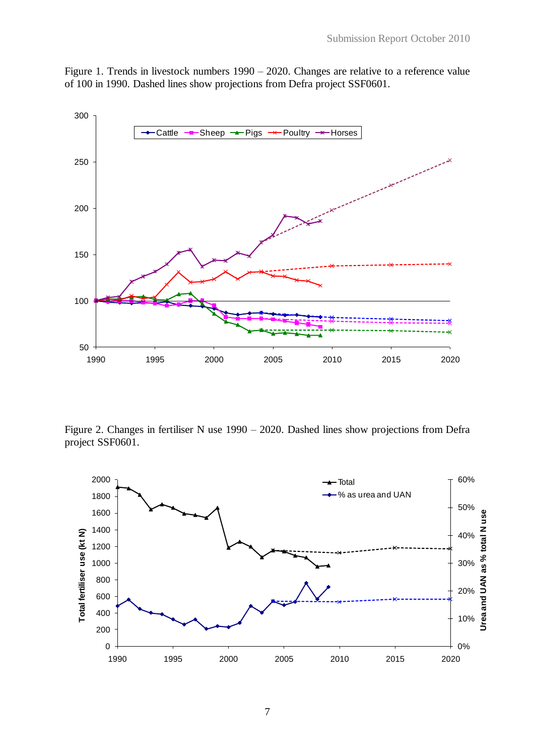Figure 1. Trends in livestock numbers 1990 – 2020. Changes are relative to a reference value of 100 in 1990. Dashed lines show projections from Defra project SSF0601.

Figure 2. Changes in fertiliser N use 1990 – 2020. Dashed lines show projections from Defra project SSF0601.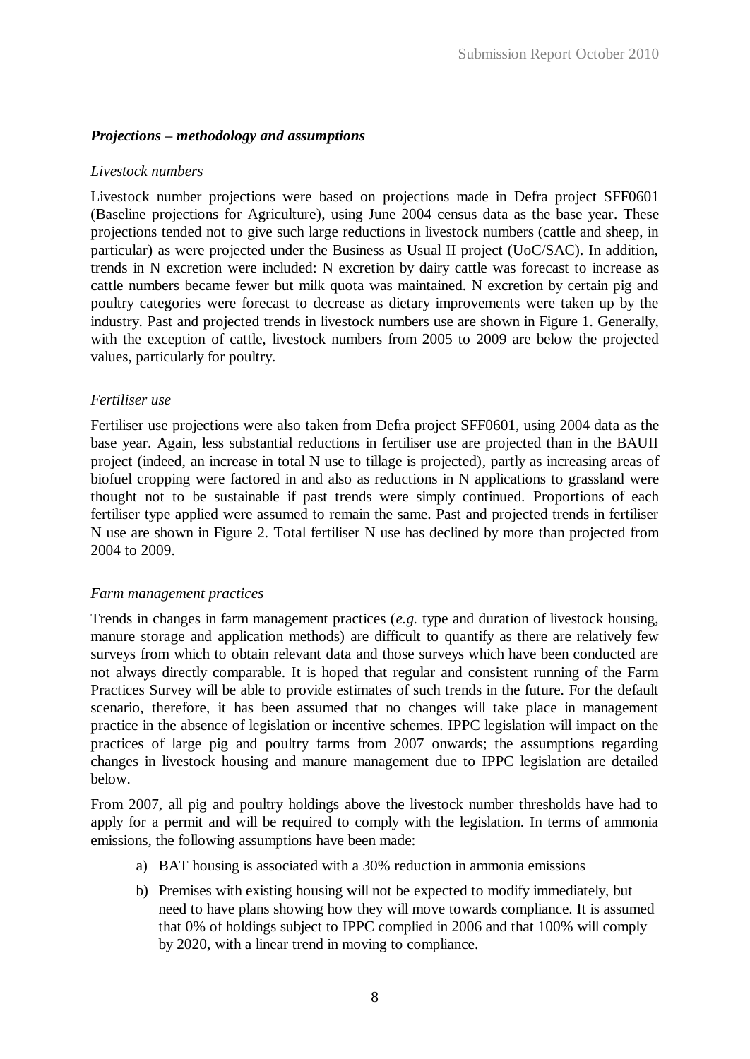### *Projections – methodology and assumptions*

*Livestock numbers*

Livestock number projections were based on projections made in Defra project SFF0601 (Baseline projections for Agriculture), using June 2004 census data as the base year. These projections tended not to give such large reductions in livestock numbers (cattle and sheep, in particular) as were projected under the Business as Usual II project (UoC/SAC). In addition, trends in N excretion were included: N excretion by dairy cattle was forecast to increase as cattle numbers became fewer but milk quota was maintained. N excretion by certain pig and poultry categories were forecast to decrease as dietary improvements were taken up by the industry. Past and projected trends in livestock numbers use are shown in Figure 1. Generally, with the exception of cattle, livestock numbers from 2005 to 2009 are below the projected values, particularly for poultry.

*Fertiliser use*

Fertiliser use projections were also taken from Defra project SFF0601, using 2004 data as the base year. Again, less substantial reductions in fertiliser use are projected than in the BAUII project (indeed, an increase in total N use to tillage is projected), partly as increasing areas of biofuel cropping were factored in and also as reductions in N applications to grassland were thought not to be sustainable if past trends were simply continued. Proportions of each fertiliser type applied were assumed to remain the same. Past and projected trends in fertiliser N use are shown in Figure 2. Total fertiliser N use has declined by more than projected from 2004 to 2009.

*Farm management practices*

Trends in changes in farm management practices (*e.g.* type and duration of livestock housing, manure storage and application methods) are difficult to quantify as there are relatively few surveys from which to obtain relevant data and those surveys which have been conducted are not always directly comparable. It is hoped that regular and consistent running of the Farm Practices Survey will be able to provide estimates of such trends in the future. For the default scenario, therefore, it has been assumed that no changes will take place in management practice in the absence of legislation or incentive schemes. IPPC legislation will impact on the practices of large pig and poultry farms from 2007 onwards; the assumptions regarding changes in livestock housing and manure management due to IPPC legislation are detailed below.

From 2007, all pig and poultry holdings above the livestock number thresholds have had to apply for a permit and will be required to comply with the legislation. In terms of ammonia emissions, the following assumptions have been made:

a) BAT housing is associated with a 30% reduction in ammonia emissions
b) Premises with existing housing will not be expected to modify immediately, but need to have plans showing how they will move towards compliance. It is assumed that 0% of holdings subject to IPPC complied in 2006 and that 100% will comply by 2020, with a linear trend in moving to compliance.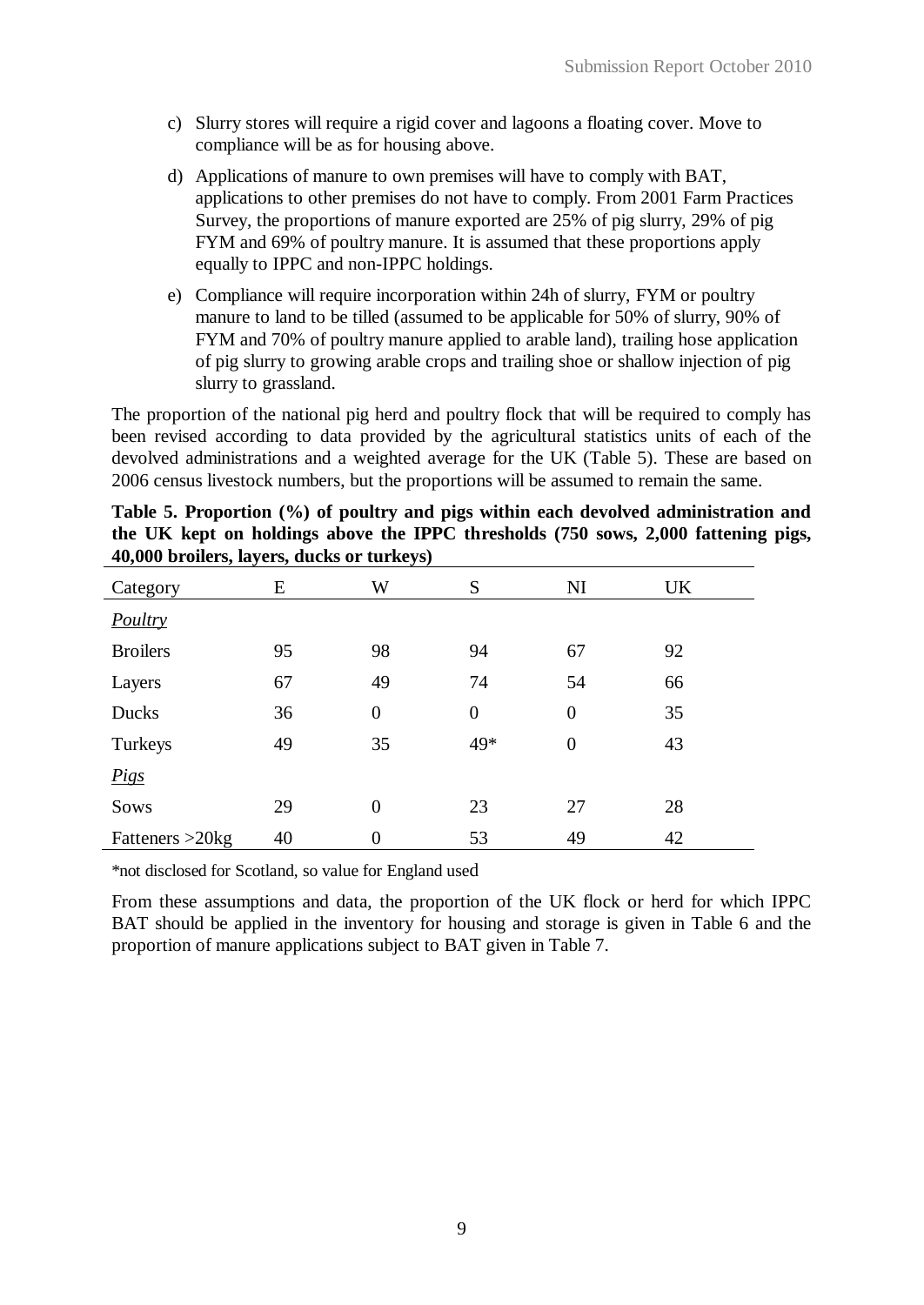c) Slurry stores will require a rigid cover and lagoons a floating cover. Move to compliance will be as for housing above.

d) Applications of manure to own premises will have to comply with BAT, applications to other premises do not have to comply. From 2001 Farm Practices Survey, the proportions of manure exported are 25% of pig slurry, 29% of pig FYM and 69% of poultry manure. It is assumed that these proportions apply equally to IPPC and non-IPPC holdings.

e) Compliance will require incorporation within 24h of slurry, FYM or poultry manure to land to be tilled (assumed to be applicable for 50% of slurry, 90% of FYM and 70% of poultry manure applied to arable land), trailing hose application of pig slurry to growing arable crops and trailing shoe or shallow injection of pig slurry to grassland.

The proportion of the national pig herd and poultry flock that will be required to comply has been revised according to data provided by the agricultural statistics units of each of the devolved administrations and a weighted average for the UK (Table 5). These are based on 2006 census livestock numbers, but the proportions will be assumed to remain the same.

**Table 5. Proportion (%) of poultry and pigs within each devolved administration and the UK kept on holdings above the IPPC thresholds (750 sows, 2,000 fattening pigs, 40,000 broilers, layers, ducks or turkeys)**

| Category | E | W | S | NI | UK |
|---|---|---|---|---|---|
| *Poultry* | | | | | |
| Broilers | 95 | 98 | 94 | 67 | 92 |
| Layers | 67 | 49 | 74 | 54 | 66 |
| Ducks | 36 | 0 | 0 | 0 | 35 |
| Turkeys | 49 | 35 | 49* | 0 | 43 |
| *Pigs* | | | | | |
| Sows | 29 | 0 | 23 | 27 | 28 |
| Fatteners >20kg | 40 | 0 | 53 | 49 | 42 |

*not disclosed for Scotland, so value for England used

From these assumptions and data, the proportion of the UK flock or herd for which IPPC BAT should be applied in the inventory for housing and storage is given in Table 6 and the proportion of manure applications subject to BAT given in Table 7.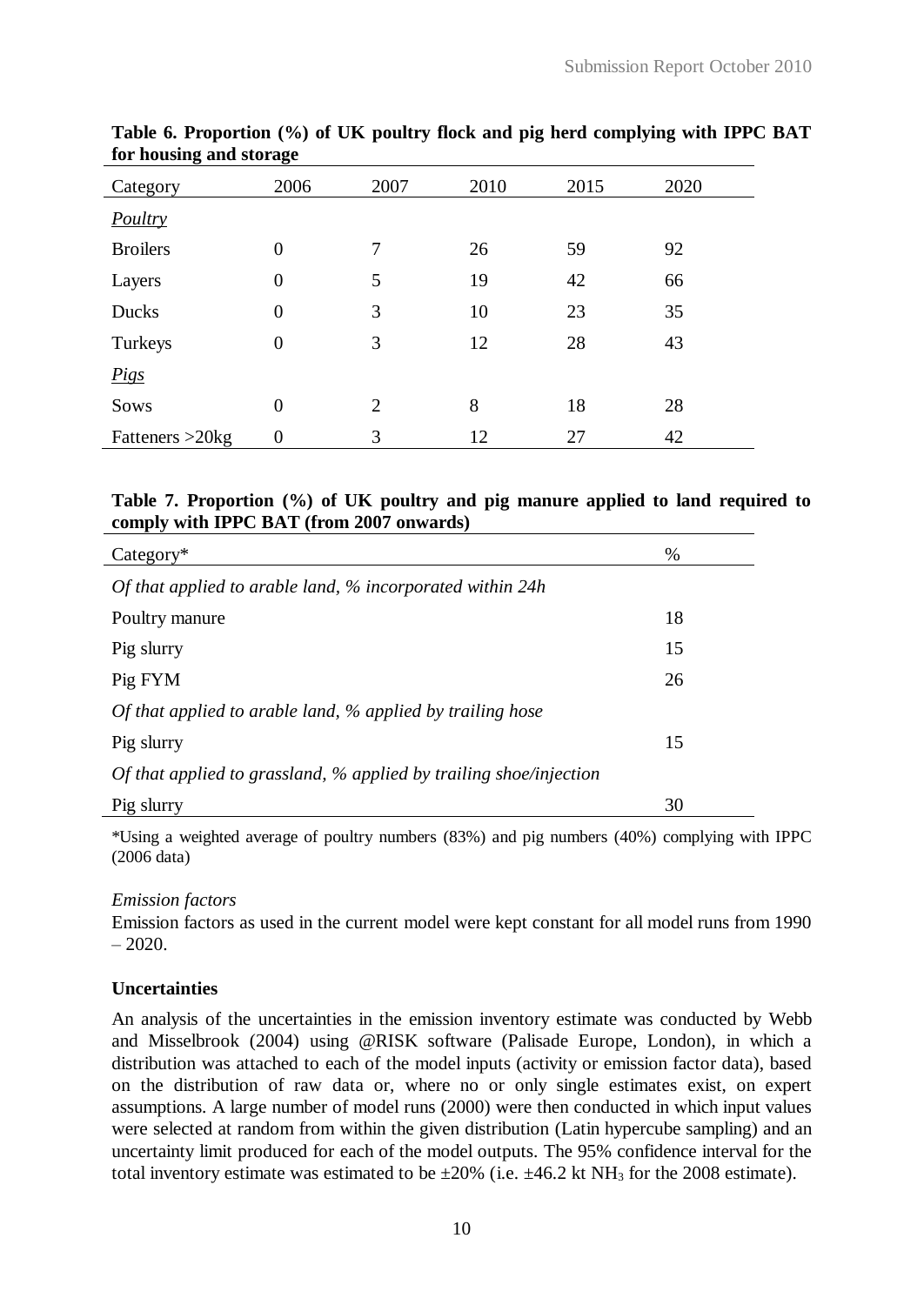**Table 6. Proportion (%) of UK poultry flock and pig herd complying with IPPC BAT for housing and storage**

| Category | 2006 | 2007 | 2010 | 2015 | 2020 |
|---|---|---|---|---|---|
| *Poultry* | | | | | |
| Broilers | 0 | 7 | 26 | 59 | 92 |
| Layers | 0 | 5 | 19 | 42 | 66 |
| Ducks | 0 | 3 | 10 | 23 | 35 |
| Turkeys | 0 | 3 | 12 | 28 | 43 |
| *Pigs* | | | | | |
| Sows | 0 | 2 | 8 | 18 | 28 |
| Fatteners >20kg | 0 | 3 | 12 | 27 | 42 |

**Table 7. Proportion (%) of UK poultry and pig manure applied to land required to comply with IPPC BAT (from 2007 onwards)**

| Category* | % |
|---|---|
| *Of that applied to arable land, % incorporated within 24h* | |
| Poultry manure | 18 |
| Pig slurry | 15 |
| Pig FYM | 26 |
| *Of that applied to arable land, % applied by trailing hose* | |
| Pig slurry | 15 |
| *Of that applied to grassland, % applied by trailing shoe/injection* | |
| Pig slurry | 30 |

*Using a weighted average of poultry numbers (83%) and pig numbers (40%) complying with IPPC (2006 data)

*Emission factors*

Emission factors as used in the current model were kept constant for all model runs from 1990 – 2020.

**Uncertainties**

An analysis of the uncertainties in the emission inventory estimate was conducted by Webb and Misselbrook (2004) using @RISK software (Palisade Europe, London), in which a distribution was attached to each of the model inputs (activity or emission factor data), based on the distribution of raw data or, where no or only single estimates exist, on expert assumptions. A large number of model runs (2000) were then conducted in which input values were selected at random from within the given distribution (Latin hypercube sampling) and an uncertainty limit produced for each of the model outputs. The 95% confidence interval for the total inventory estimate was estimated to be ±20% (i.e. ±46.2 kt $NH_3$ for the 2008 estimate).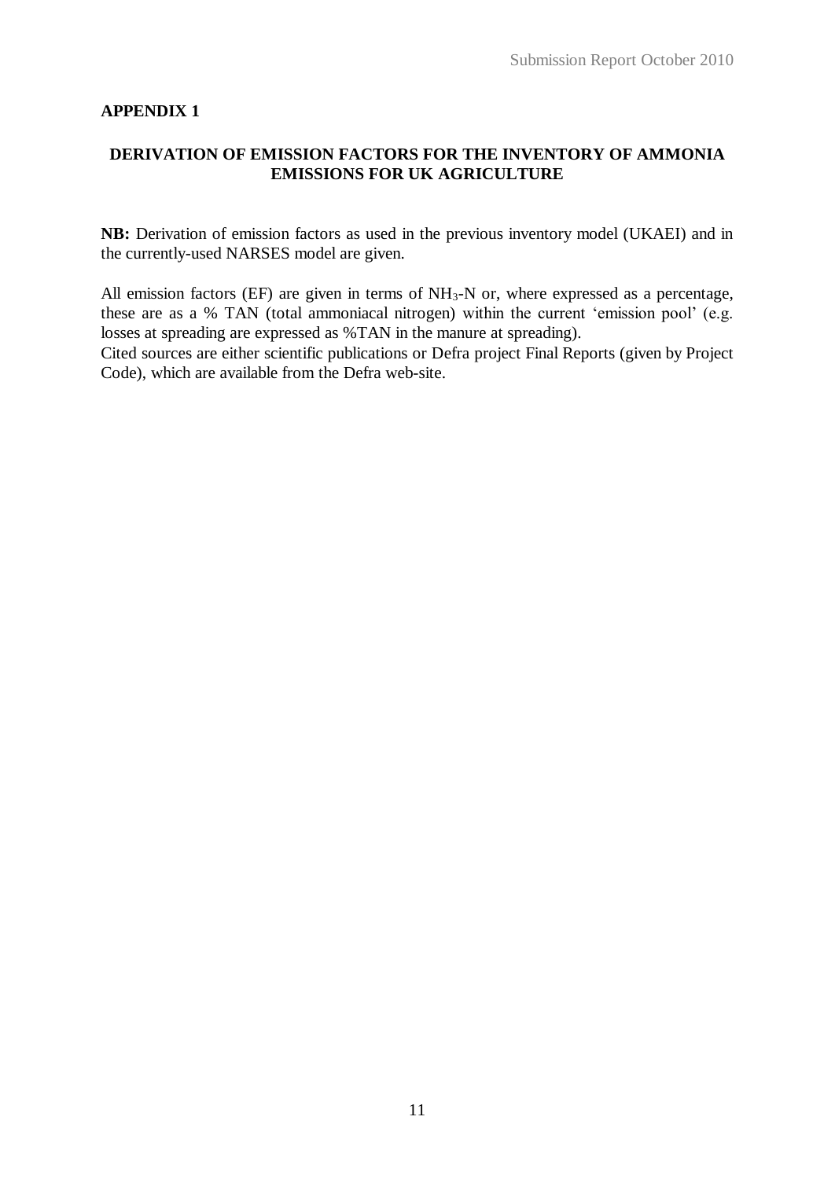## APPENDIX 1

### DERIVATION OF EMISSION FACTORS FOR THE INVENTORY OF AMMONIA EMISSIONS FOR UK AGRICULTURE

**NB:** Derivation of emission factors as used in the previous inventory model (UKAEI) and in the currently-used NARSES model are given.

All emission factors (EF) are given in terms of $NH_3$-N or, where expressed as a percentage, these are as a % TAN (total ammoniacal nitrogen) within the current 'emission pool' (e.g. losses at spreading are expressed as %TAN in the manure at spreading).
Cited sources are either scientific publications or Defra project Final Reports (given by Project Code), which are available from the Defra web-site.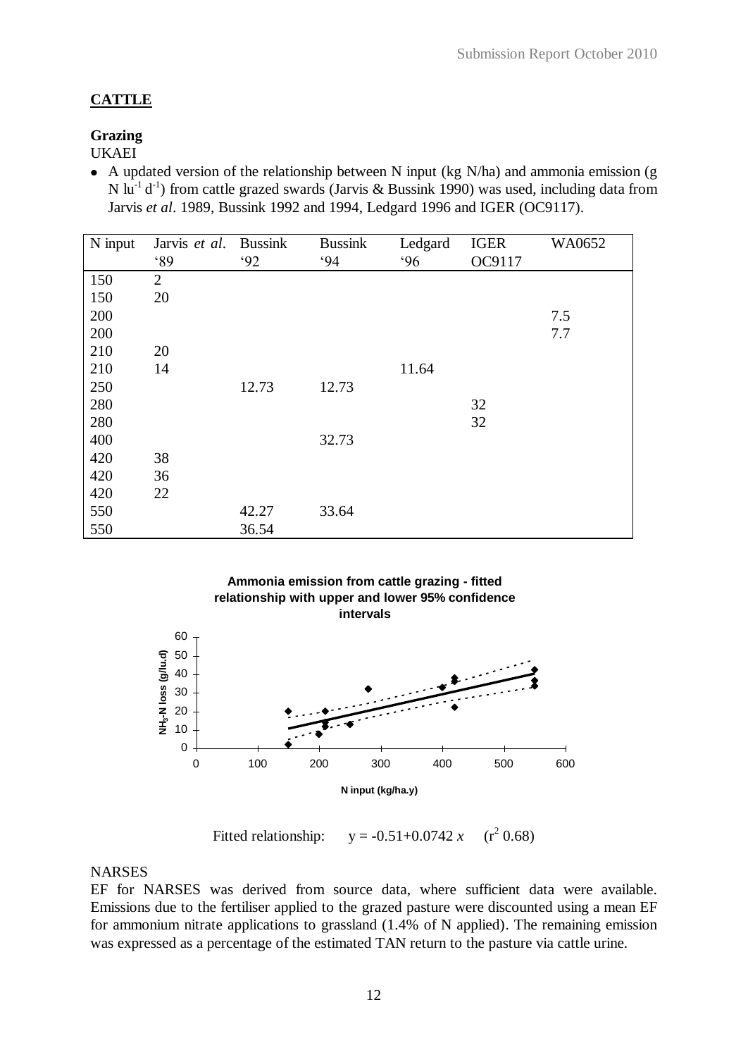## **CATTLE**

### Grazing

UKAEI

- A updated version of the relationship between N input (kg N/ha) and ammonia emission (g N $lu^{-1}$ $d^{-1}$) from cattle grazed swards (Jarvis & Bussink 1990) was used, including data from Jarvis *et al*. 1989, Bussink 1992 and 1994, Ledgard 1996 and IGER (OC9117).

| N input | Jarvis *et al*. '89 | Bussink '92 | Bussink '94 | Ledgard '96 | IGER OC9117 | WA0652 |
|---|---|---|---|---|---|---|
| 150 | 2 | | | | | |
| 150 | 20 | | | | | |
| 200 | | | | | | 7.5 |
| 200 | | | | | | 7.7 |
| 210 | 20 | | | | | |
| 210 | 14 | | | 11.64 | | |
| 250 | | 12.73 | 12.73 | | | |
| 280 | | | | | 32 | |
| 280 | | | | | 32 | |
| 400 | | | 32.73 | | | |
| 420 | 38 | | | | | |
| 420 | 36 | | | | | |
| 420 | 22 | | | | | |
| 550 | | 42.27 | 33.64 | | | |
| 550 | | 36.54 | | | | |

**Ammonia emission from cattle grazing - fitted relationship with upper and lower 95% confidence intervals**

Fitted relationship: $y = -0.51+0.0742\,x$ ($r^2$ 0.68)

### NARSES

EF for NARSES was derived from source data, where sufficient data were available. Emissions due to the fertiliser applied to the grazed pasture were discounted using a mean EF for ammonium nitrate applications to grassland (1.4% of N applied). The remaining emission was expressed as a percentage of the estimated TAN return to the pasture via cattle urine.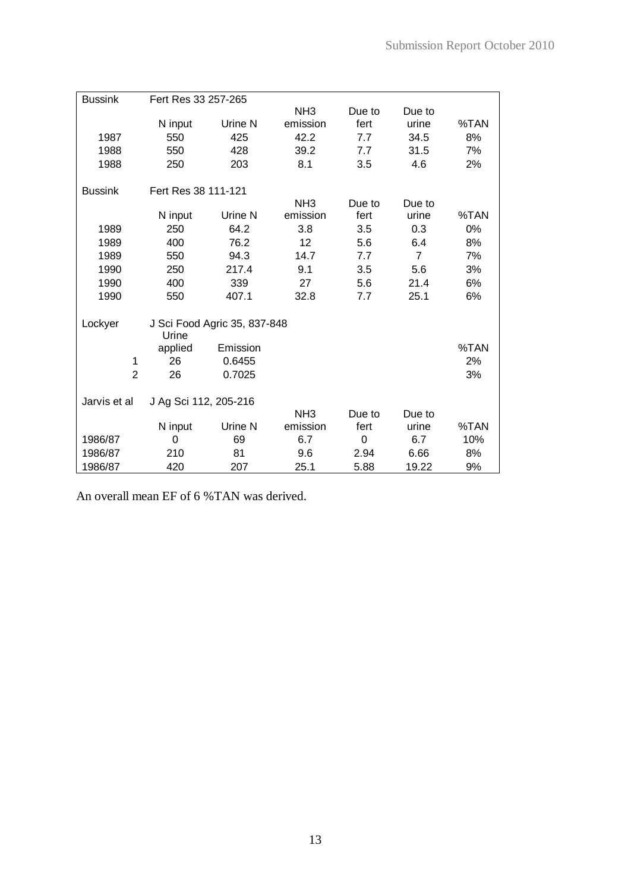| Bussink | Fert Res 33 257-265 | | | | | |
|---|---|---|---|---|---|---|
| | N input | Urine N | $NH_3$ emission | Due to fert | Due to urine | %TAN |
| 1987 | 550 | 425 | 42.2 | 7.7 | 34.5 | 8% |
| 1988 | 550 | 428 | 39.2 | 7.7 | 31.5 | 7% |
| 1988 | 250 | 203 | 8.1 | 3.5 | 4.6 | 2% |
| | | | | | | |
| Bussink | Fert Res 38 111-121 | | | | | |
| | N input | Urine N | $NH_3$ emission | Due to fert | Due to urine | %TAN |
| 1989 | 250 | 64.2 | 3.8 | 3.5 | 0.3 | 0% |
| 1989 | 400 | 76.2 | 12 | 5.6 | 6.4 | 8% |
| 1989 | 550 | 94.3 | 14.7 | 7.7 | 7 | 7% |
| 1990 | 250 | 217.4 | 9.1 | 3.5 | 5.6 | 3% |
| 1990 | 400 | 339 | 27 | 5.6 | 21.4 | 6% |
| 1990 | 550 | 407.1 | 32.8 | 7.7 | 25.1 | 6% |
| | | | | | | |
| Lockyer | J Sci Food Agric 35, 837-848 | | | | | |
| | Urine applied | Emission | | | | %TAN |
| 1 | 26 | 0.6455 | | | | 2% |
| 2 | 26 | 0.7025 | | | | 3% |
| | | | | | | |
| Jarvis et al | J Ag Sci 112, 205-216 | | | | | |
| | N input | Urine N | $NH_3$ emission | Due to fert | Due to urine | %TAN |
| 1986/87 | 0 | 69 | 6.7 | 0 | 6.7 | 10% |
| 1986/87 | 210 | 81 | 9.6 | 2.94 | 6.66 | 8% |
| 1986/87 | 420 | 207 | 25.1 | 5.88 | 19.22 | 9% |

An overall mean EF of 6 %TAN was derived.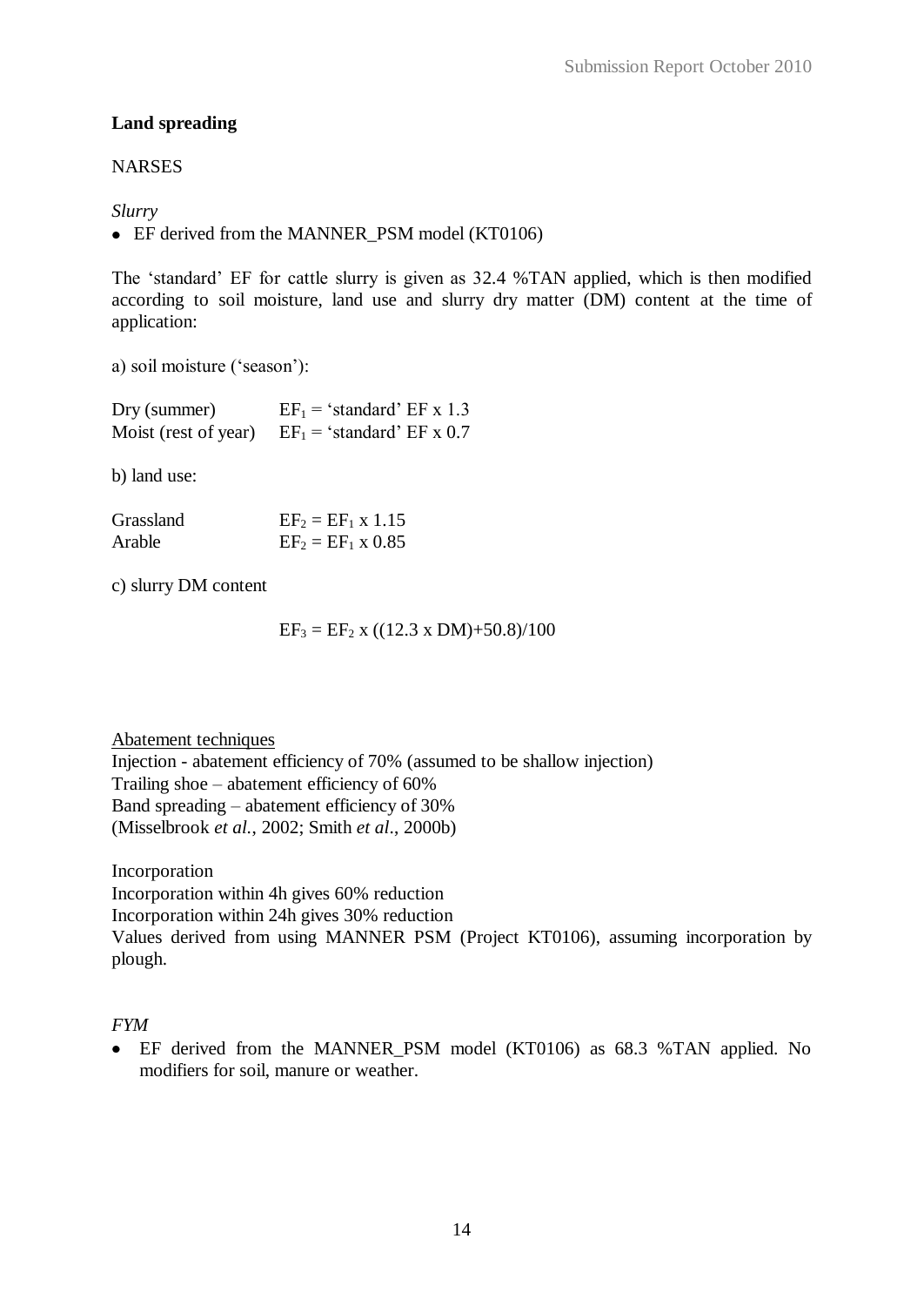**Land spreading**

NARSES

*Slurry*

- EF derived from the MANNER_PSM model (KT0106)

The 'standard' EF for cattle slurry is given as 32.4 %TAN applied, which is then modified according to soil moisture, land use and slurry dry matter (DM) content at the time of application:

a) soil moisture ('season'):

| | |
|---|---|
| Dry (summer) | $EF_1$ = 'standard' EF x 1.3 |
| Moist (rest of year) | $EF_1$ = 'standard' EF x 0.7 |

b) land use:

| | |
|---|---|
| Grassland | $EF_2 = EF_1 \times 1.15$ |
| Arable | $EF_2 = EF_1 \times 0.85$ |

c) slurry DM content

$$EF_3 = EF_2 \times ((12.3 \times DM)+50.8)/100$$

Abatement techniques

Injection - abatement efficiency of 70% (assumed to be shallow injection)
Trailing shoe – abatement efficiency of 60%
Band spreading – abatement efficiency of 30%
(Misselbrook *et al.*, 2002; Smith *et al*., 2000b)

Incorporation
Incorporation within 4h gives 60% reduction
Incorporation within 24h gives 30% reduction
Values derived from using MANNER PSM (Project KT0106), assuming incorporation by plough.

*FYM*

- EF derived from the MANNER_PSM model (KT0106) as 68.3 %TAN applied. No modifiers for soil, manure or weather.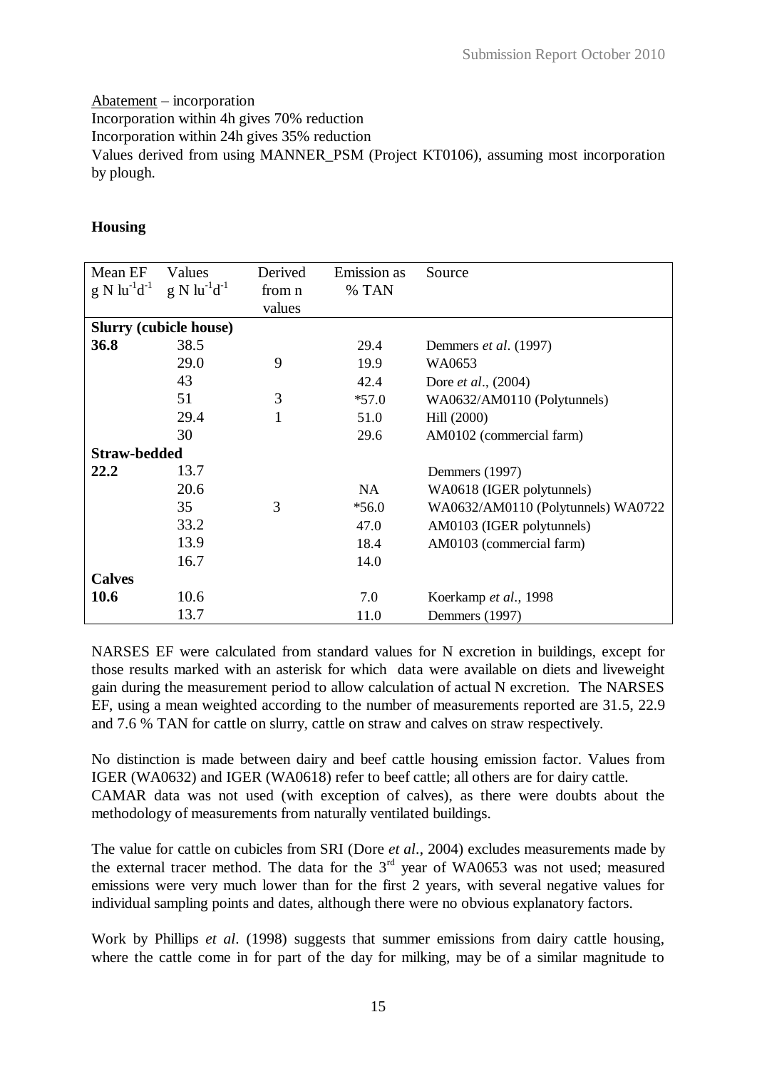Abatement – incorporation

Incorporation within 4h gives 70% reduction

Incorporation within 24h gives 35% reduction

Values derived from using MANNER_PSM (Project KT0106), assuming most incorporation by plough.

**Housing**

| Mean EF $g\ N\ lu^{-1}d^{-1}$ | Values $g\ N\ lu^{-1}d^{-1}$ | Derived from n values | Emission as % TAN | Source |
|---|---|---|---|---|
| **Slurry (cubicle house)** | | | | |
| **36.8** | 38.5 | | 29.4 | Demmers *et al*. (1997) |
| | 29.0 | 9 | 19.9 | WA0653 |
| | 43 | | 42.4 | Dore *et al*., (2004) |
| | 51 | 3 | *57.0 | WA0632/AM0110 (Polytunnels) |
| | 29.4 | 1 | 51.0 | Hill (2000) |
| | 30 | | 29.6 | AM0102 (commercial farm) |
| **Straw-bedded** | | | | |
| **22.2** | 13.7 | | | Demmers (1997) |
| | 20.6 | | NA | WA0618 (IGER polytunnels) |
| | 35 | 3 | *56.0 | WA0632/AM0110 (Polytunnels) WA0722 |
| | 33.2 | | 47.0 | AM0103 (IGER polytunnels) |
| | 13.9 | | 18.4 | AM0103 (commercial farm) |
| | 16.7 | | 14.0 | |
| **Calves** | | | | |
| **10.6** | 10.6 | | 7.0 | Koerkamp *et al*., 1998 |
| | 13.7 | | 11.0 | Demmers (1997) |

NARSES EF were calculated from standard values for N excretion in buildings, except for those results marked with an asterisk for which data were available on diets and liveweight gain during the measurement period to allow calculation of actual N excretion. The NARSES EF, using a mean weighted according to the number of measurements reported are 31.5, 22.9 and 7.6 % TAN for cattle on slurry, cattle on straw and calves on straw respectively.

No distinction is made between dairy and beef cattle housing emission factor. Values from IGER (WA0632) and IGER (WA0618) refer to beef cattle; all others are for dairy cattle. CAMAR data was not used (with exception of calves), as there were doubts about the methodology of measurements from naturally ventilated buildings.

The value for cattle on cubicles from SRI (Dore *et al*., 2004) excludes measurements made by the external tracer method. The data for the 3rd year of WA0653 was not used; measured emissions were very much lower than for the first 2 years, with several negative values for individual sampling points and dates, although there were no obvious explanatory factors.

Work by Phillips *et al*. (1998) suggests that summer emissions from dairy cattle housing, where the cattle come in for part of the day for milking, may be of a similar magnitude to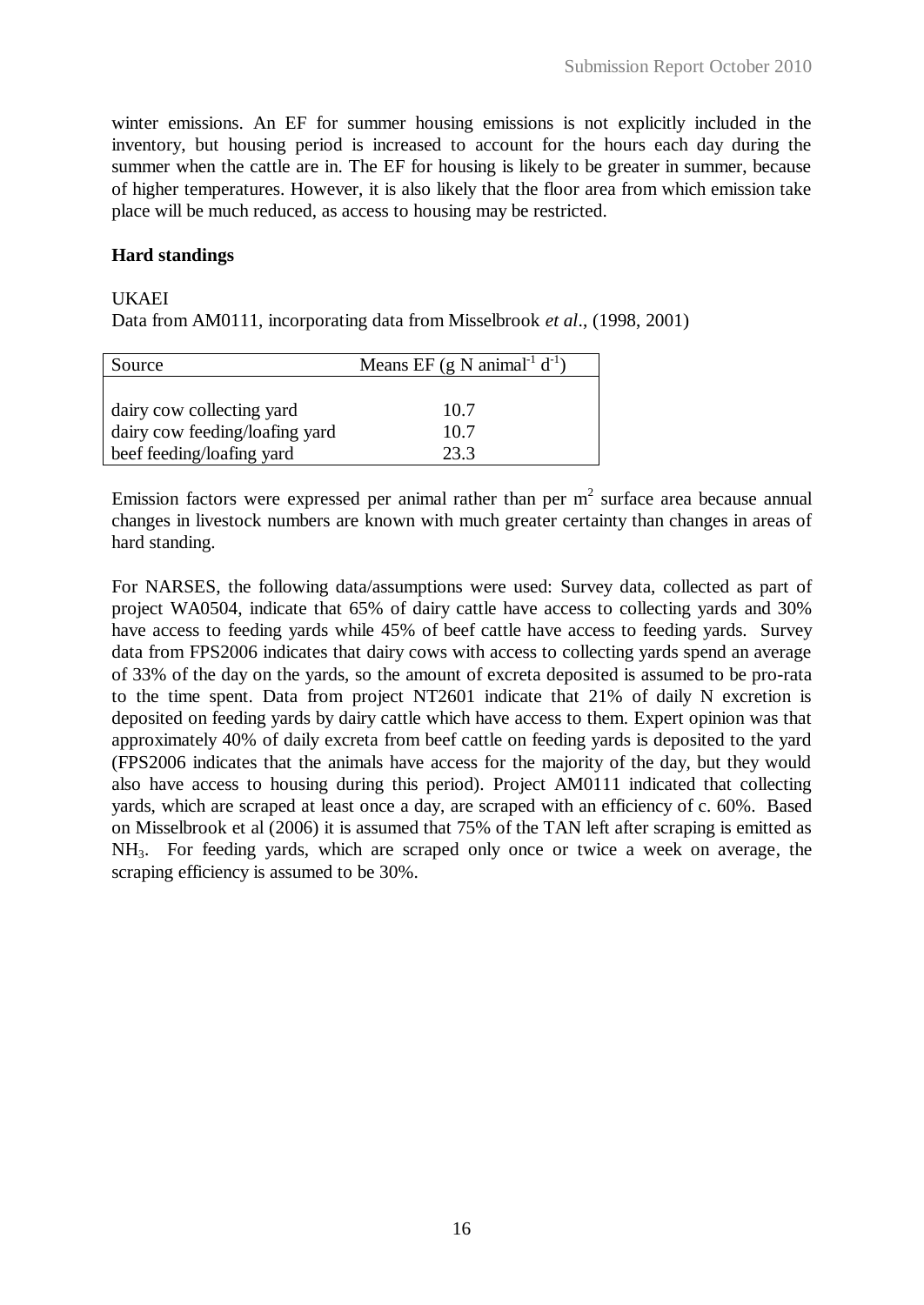winter emissions. An EF for summer housing emissions is not explicitly included in the inventory, but housing period is increased to account for the hours each day during the summer when the cattle are in. The EF for housing is likely to be greater in summer, because of higher temperatures. However, it is also likely that the floor area from which emission take place will be much reduced, as access to housing may be restricted.

**Hard standings**

UKAEI

Data from AM0111, incorporating data from Misselbrook *et al*., (1998, 2001)

| Source | Means EF (g N animal$^{-1}$ d$^{-1}$) |
|---|---|
| dairy cow collecting yard | 10.7 |
| dairy cow feeding/loafing yard | 10.7 |
| beef feeding/loafing yard | 23.3 |

Emission factors were expressed per animal rather than per m$^2$ surface area because annual changes in livestock numbers are known with much greater certainty than changes in areas of hard standing.

For NARSES, the following data/assumptions were used: Survey data, collected as part of project WA0504, indicate that 65% of dairy cattle have access to collecting yards and 30% have access to feeding yards while 45% of beef cattle have access to feeding yards. Survey data from FPS2006 indicates that dairy cows with access to collecting yards spend an average of 33% of the day on the yards, so the amount of excreta deposited is assumed to be pro-rata to the time spent. Data from project NT2601 indicate that 21% of daily N excretion is deposited on feeding yards by dairy cattle which have access to them. Expert opinion was that approximately 40% of daily excreta from beef cattle on feeding yards is deposited to the yard (FPS2006 indicates that the animals have access for the majority of the day, but they would also have access to housing during this period). Project AM0111 indicated that collecting yards, which are scraped at least once a day, are scraped with an efficiency of c. 60%. Based on Misselbrook et al (2006) it is assumed that 75% of the TAN left after scraping is emitted as $NH_3$. For feeding yards, which are scraped only once or twice a week on average, the scraping efficiency is assumed to be 30%.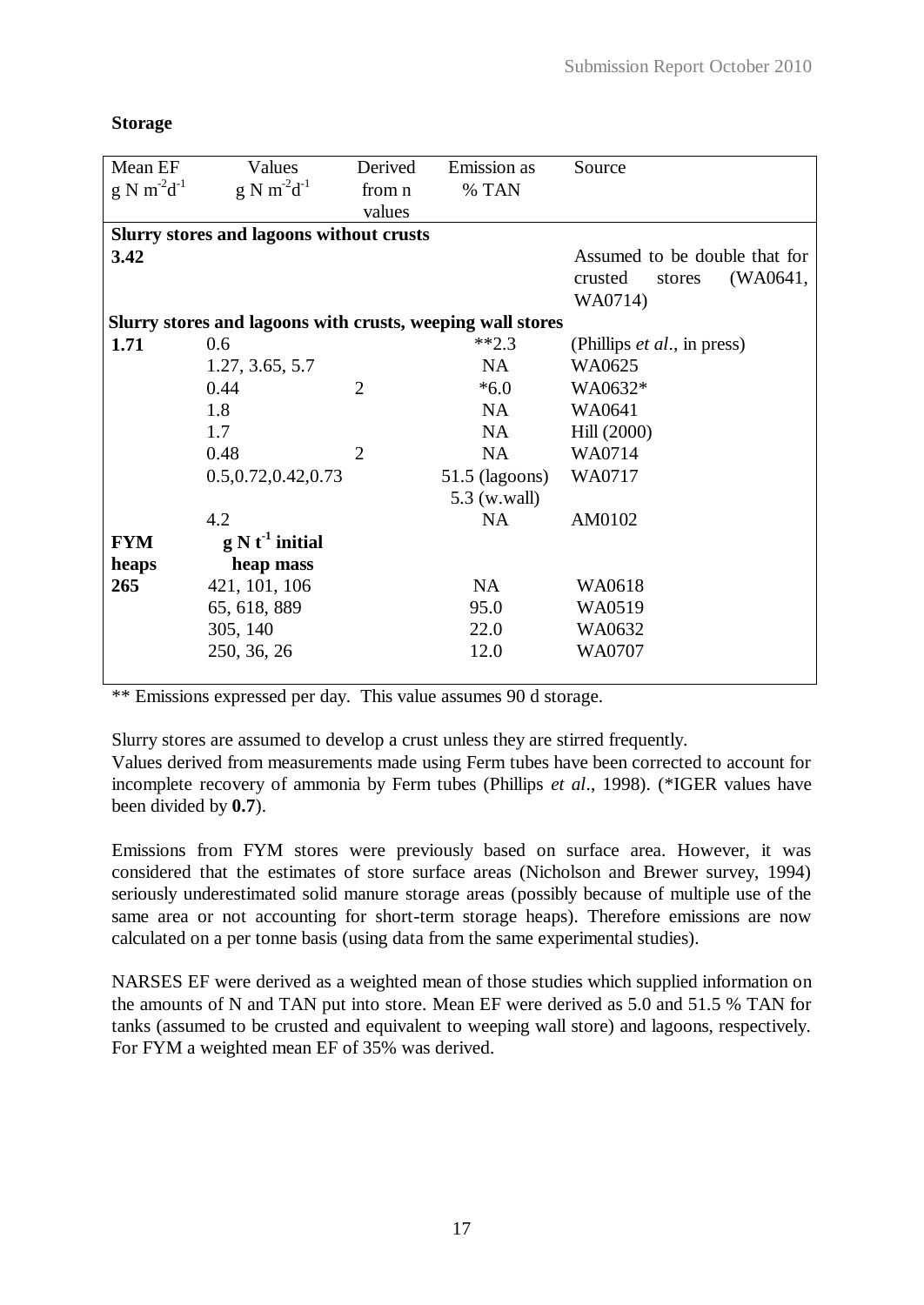**Storage**

| Mean EF $g\ N\ m^{-2}d^{-1}$ | Values $g\ N\ m^{-2}d^{-1}$ | Derived from n values | Emission as % TAN | Source |
|---|---|---|---|---|
| **Slurry stores and lagoons without crusts** | | | | |
| **3.42** | | | | Assumed to be double that for crusted stores (WA0641, WA0714) |
| **Slurry stores and lagoons with crusts, weeping wall stores** | | | | |
| **1.71** | 0.6 | | **2.3 | (Phillips *et al*., in press) |
| | 1.27, 3.65, 5.7 | | NA | WA0625 |
| | 0.44 | 2 | *6.0 | WA0632* |
| | 1.8 | | NA | WA0641 |
| | 1.7 | | NA | Hill (2000) |
| | 0.48 | 2 | NA | WA0714 |
| | 0.5,0.72,0.42,0.73 | | 51.5 (lagoons) 5.3 (w.wall) | WA0717 |
| | 4.2 | | NA | AM0102 |
| **FYM heaps** | **$g\ N\ t^{-1}$ initial heap mass** | | | |
| **265** | 421, 101, 106 | | NA | WA0618 |
| | 65, 618, 889 | | 95.0 | WA0519 |
| | 305, 140 | | 22.0 | WA0632 |
| | 250, 36, 26 | | 12.0 | WA0707 |

** Emissions expressed per day. This value assumes 90 d storage.

Slurry stores are assumed to develop a crust unless they are stirred frequently.
Values derived from measurements made using Ferm tubes have been corrected to account for incomplete recovery of ammonia by Ferm tubes (Phillips *et al*., 1998). (*IGER values have been divided by **0.7**).

Emissions from FYM stores were previously based on surface area. However, it was considered that the estimates of store surface areas (Nicholson and Brewer survey, 1994) seriously underestimated solid manure storage areas (possibly because of multiple use of the same area or not accounting for short-term storage heaps). Therefore emissions are now calculated on a per tonne basis (using data from the same experimental studies).

NARSES EF were derived as a weighted mean of those studies which supplied information on the amounts of N and TAN put into store. Mean EF were derived as 5.0 and 51.5 % TAN for tanks (assumed to be crusted and equivalent to weeping wall store) and lagoons, respectively. For FYM a weighted mean EF of 35% was derived.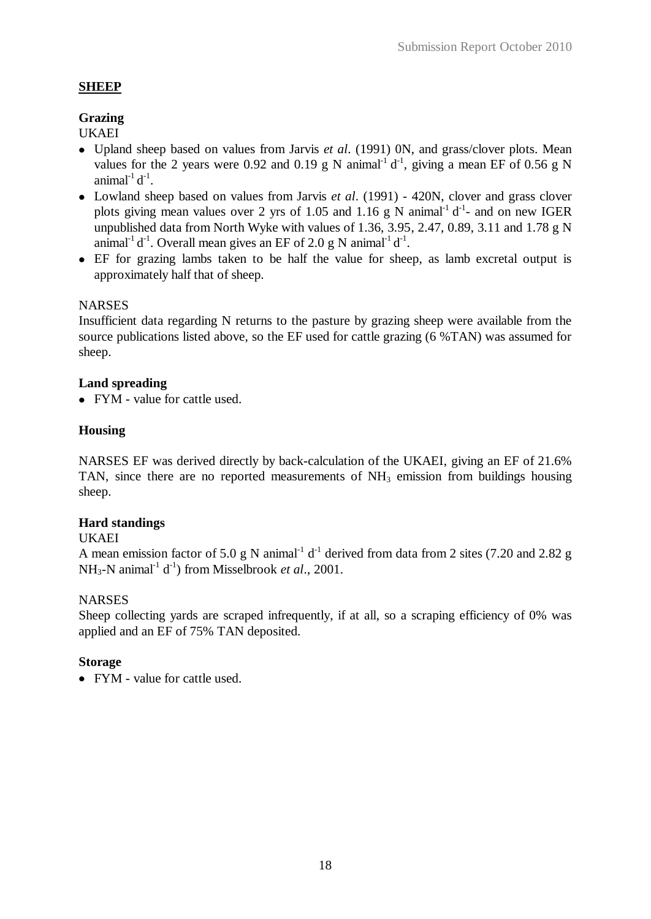## SHEEP

### Grazing

UKAEI

- Upland sheep based on values from Jarvis *et al*. (1991) 0N, and grass/clover plots. Mean values for the 2 years were 0.92 and 0.19 g N $animal^{-1}$ $d^{-1}$, giving a mean EF of 0.56 g N $animal^{-1}$ $d^{-1}$.
- Lowland sheep based on values from Jarvis *et al*. (1991) - 420N, clover and grass clover plots giving mean values over 2 yrs of 1.05 and 1.16 g N $animal^{-1}$ $d^{-1}$- and on new IGER unpublished data from North Wyke with values of 1.36, 3.95, 2.47, 0.89, 3.11 and 1.78 g N $animal^{-1}$ $d^{-1}$. Overall mean gives an EF of 2.0 g N $animal^{-1}$ $d^{-1}$.
- EF for grazing lambs taken to be half the value for sheep, as lamb excretal output is approximately half that of sheep.

NARSES

Insufficient data regarding N returns to the pasture by grazing sheep were available from the source publications listed above, so the EF used for cattle grazing (6 %TAN) was assumed for sheep.

### Land spreading

- FYM - value for cattle used.

### Housing

NARSES EF was derived directly by back-calculation of the UKAEI, giving an EF of 21.6% TAN, since there are no reported measurements of $NH_3$ emission from buildings housing sheep.

### Hard standings

UKAEI

A mean emission factor of 5.0 g N $animal^{-1}$ $d^{-1}$ derived from data from 2 sites (7.20 and 2.82 g $NH_3$-N $animal^{-1}$ $d^{-1}$) from Misselbrook *et al*., 2001.

NARSES

Sheep collecting yards are scraped infrequently, if at all, so a scraping efficiency of 0% was applied and an EF of 75% TAN deposited.

### Storage

- FYM - value for cattle used.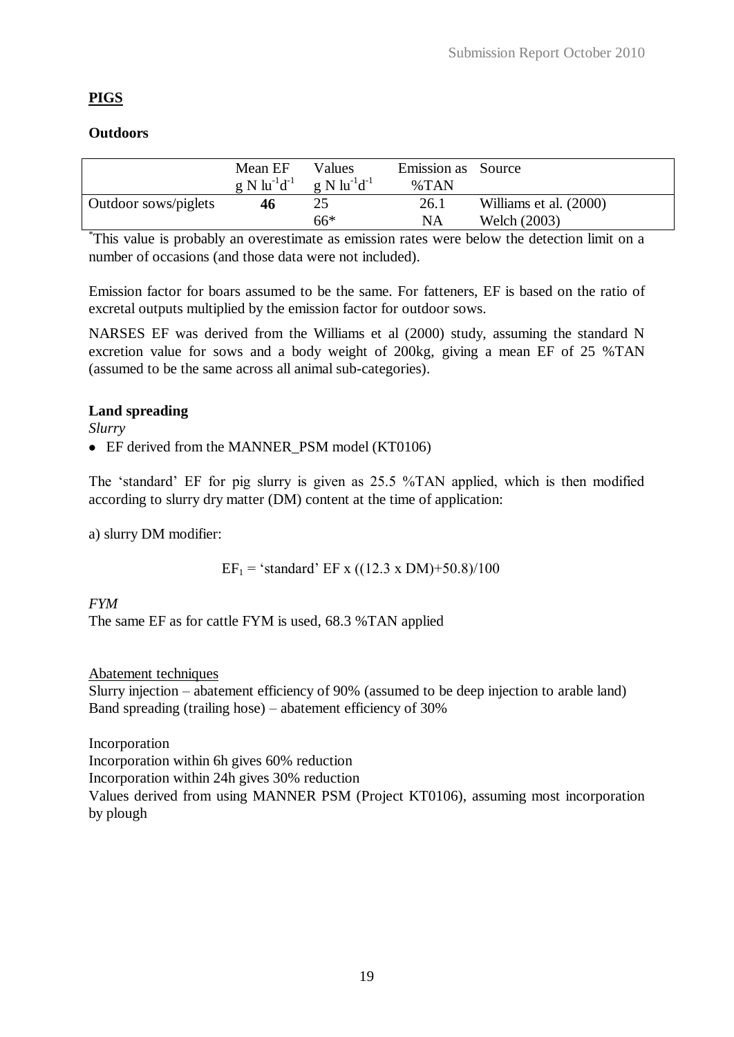## **PIGS**

### **Outdoors**

| | Mean EF $g\ N\ lu^{-1}d^{-1}$ | Values $g\ N\ lu^{-1}d^{-1}$ | Emission as %TAN | Source |
|---|---|---|---|---|
| Outdoor sows/piglets | **46** | 25 | 26.1 | Williams et al. (2000) |
| | | 66* | NA | Welch (2003) |

*This value is probably an overestimate as emission rates were below the detection limit on a number of occasions (and those data were not included).

Emission factor for boars assumed to be the same. For fatteners, EF is based on the ratio of excretal outputs multiplied by the emission factor for outdoor sows.

NARSES EF was derived from the Williams et al (2000) study, assuming the standard N excretion value for sows and a body weight of 200kg, giving a mean EF of 25 %TAN (assumed to be the same across all animal sub-categories).

### **Land spreading**

*Slurry*

- EF derived from the MANNER_PSM model (KT0106)

The 'standard' EF for pig slurry is given as 25.5 %TAN applied, which is then modified according to slurry dry matter (DM) content at the time of application:

a) slurry DM modifier:

$$EF_1 = \text{'standard' EF} \times ((12.3 \times DM)+50.8)/100$$

*FYM*

The same EF as for cattle FYM is used, 68.3 %TAN applied

Abatement techniques

Slurry injection – abatement efficiency of 90% (assumed to be deep injection to arable land)
Band spreading (trailing hose) – abatement efficiency of 30%

Incorporation
Incorporation within 6h gives 60% reduction
Incorporation within 24h gives 30% reduction
Values derived from using MANNER PSM (Project KT0106), assuming most incorporation by plough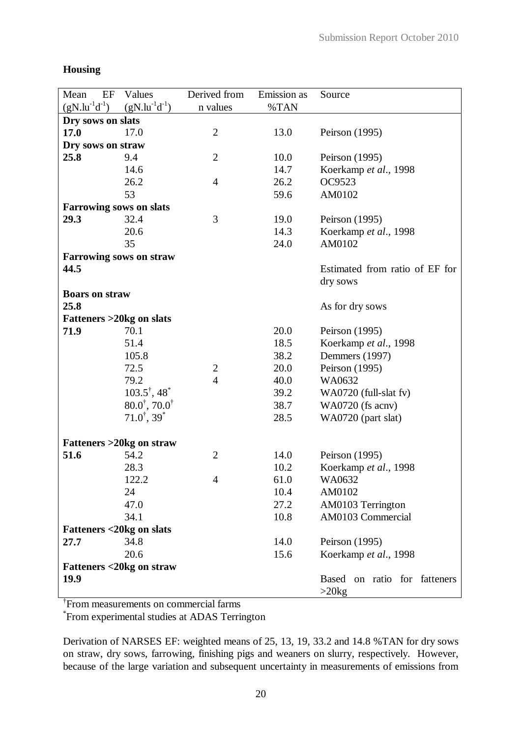**Housing**

| Mean EF ($gN.lu^{-1}d^{-1}$) | Values ($gN.lu^{-1}d^{-1}$) | Derived from n values | Emission as %TAN | Source |
|---|---|---|---|---|
| **Dry sows on slats** | | | | |
| **17.0** | 17.0 | 2 | 13.0 | Peirson (1995) |
| **Dry sows on straw** | | | | |
| **25.8** | 9.4 | 2 | 10.0 | Peirson (1995) |
| | 14.6 | | 14.7 | Koerkamp *et al*., 1998 |
| | 26.2 | 4 | 26.2 | OC9523 |
| | 53 | | 59.6 | AM0102 |
| **Farrowing sows on slats** | | | | |
| **29.3** | 32.4 | 3 | 19.0 | Peirson (1995) |
| | 20.6 | | 14.3 | Koerkamp *et al*., 1998 |
| | 35 | | 24.0 | AM0102 |
| **Farrowing sows on straw** | | | | |
| **44.5** | | | | Estimated from ratio of EF for dry sows |
| **Boars on straw** | | | | |
| **25.8** | | | | As for dry sows |
| **Fatteners >20kg on slats** | | | | |
| **71.9** | 70.1 | | 20.0 | Peirson (1995) |
| | 51.4 | | 18.5 | Koerkamp *et al*., 1998 |
| | 105.8 | | 38.2 | Demmers (1997) |
| | 72.5 | 2 | 20.0 | Peirson (1995) |
| | 79.2 | 4 | 40.0 | WA0632 |
| | 103.5†, 48* | | 39.2 | WA0720 (full-slat fv) |
| | 80.0†, 70.0† | | 38.7 | WA0720 (fs acnv) |
| | 71.0†, 39* | | 28.5 | WA0720 (part slat) |
| **Fatteners >20kg on straw** | | | | |
| **51.6** | 54.2 | 2 | 14.0 | Peirson (1995) |
| | 28.3 | | 10.2 | Koerkamp *et al*., 1998 |
| | 122.2 | 4 | 61.0 | WA0632 |
| | 24 | | 10.4 | AM0102 |
| | 47.0 | | 27.2 | AM0103 Terrington |
| | 34.1 | | 10.8 | AM0103 Commercial |
| **Fatteners <20kg on slats** | | | | |
| **27.7** | 34.8 | | 14.0 | Peirson (1995) |
| | 20.6 | | 15.6 | Koerkamp *et al*., 1998 |
| **Fatteners <20kg on straw** | | | | |
| **19.9** | | | | Based on ratio for fatteners >20kg |

†From measurements on commercial farms

*From experimental studies at ADAS Terrington

Derivation of NARSES EF: weighted means of 25, 13, 19, 33.2 and 14.8 %TAN for dry sows on straw, dry sows, farrowing, finishing pigs and weaners on slurry, respectively. However, because of the large variation and subsequent uncertainty in measurements of emissions from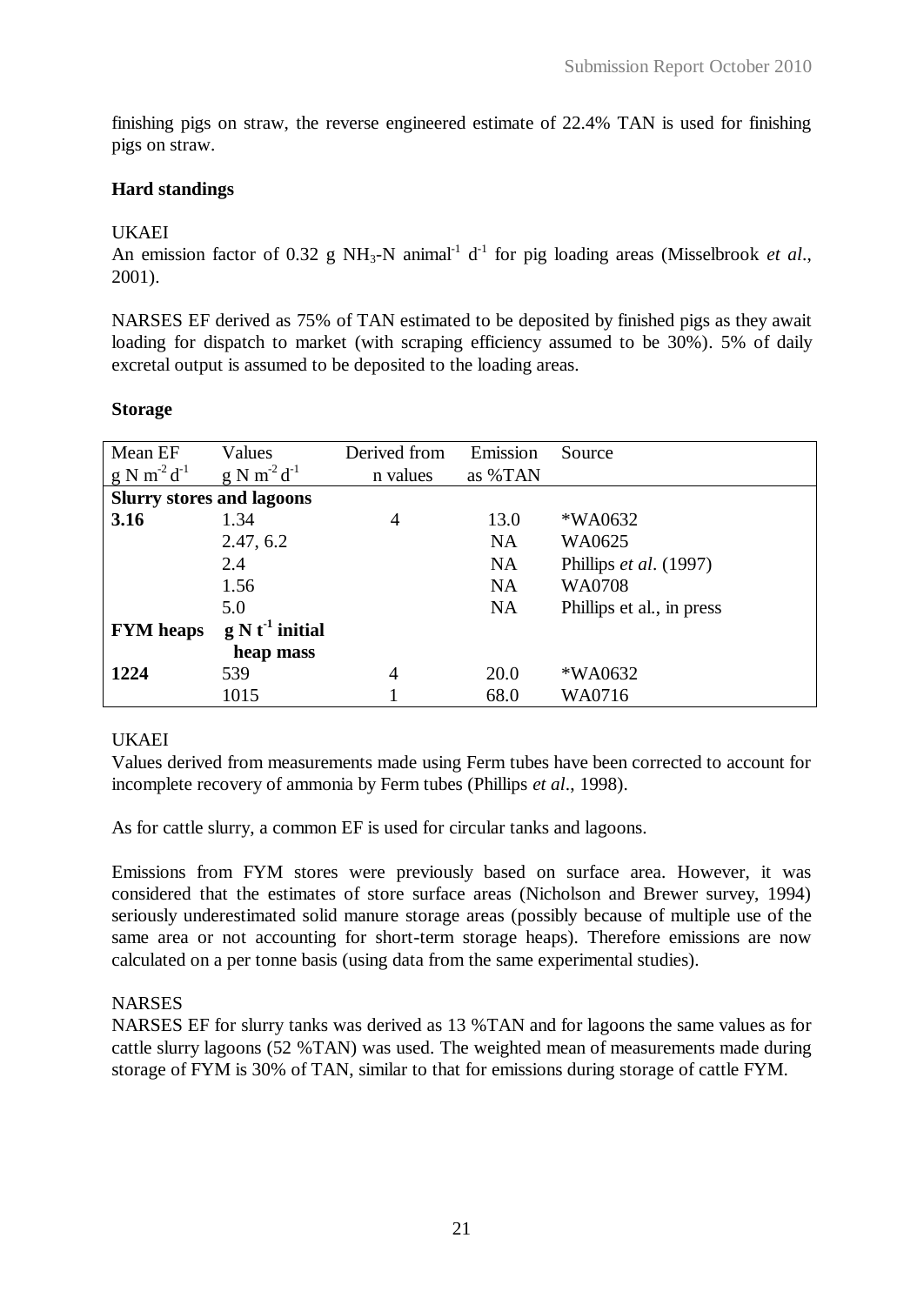finishing pigs on straw, the reverse engineered estimate of 22.4% TAN is used for finishing pigs on straw.

**Hard standings**

UKAEI

An emission factor of 0.32 g $NH_3$-N animal$^{-1}$ d$^{-1}$ for pig loading areas (Misselbrook *et al*., 2001).

NARSES EF derived as 75% of TAN estimated to be deposited by finished pigs as they await loading for dispatch to market (with scraping efficiency assumed to be 30%). 5% of daily excretal output is assumed to be deposited to the loading areas.

**Storage**

| Mean EF g N $m^{-2}$ $d^{-1}$ | Values g N $m^{-2}$ $d^{-1}$ | Derived from n values | Emission as %TAN | Source |
|---|---|---|---|---|
| **Slurry stores and lagoons** | | | | |
| **3.16** | 1.34 | 4 | 13.0 | *WA0632 |
| | 2.47, 6.2 | | NA | WA0625 |
| | 2.4 | | NA | Phillips *et al*. (1997) |
| | 1.56 | | NA | WA0708 |
| | 5.0 | | NA | Phillips et al., in press |
| **FYM heaps** | **g N $t^{-1}$ initial heap mass** | | | |
| **1224** | 539 | 4 | 20.0 | *WA0632 |
| | 1015 | 1 | 68.0 | WA0716 |

UKAEI

Values derived from measurements made using Ferm tubes have been corrected to account for incomplete recovery of ammonia by Ferm tubes (Phillips *et al*., 1998).

As for cattle slurry, a common EF is used for circular tanks and lagoons.

Emissions from FYM stores were previously based on surface area. However, it was considered that the estimates of store surface areas (Nicholson and Brewer survey, 1994) seriously underestimated solid manure storage areas (possibly because of multiple use of the same area or not accounting for short-term storage heaps). Therefore emissions are now calculated on a per tonne basis (using data from the same experimental studies).

NARSES

NARSES EF for slurry tanks was derived as 13 %TAN and for lagoons the same values as for cattle slurry lagoons (52 %TAN) was used. The weighted mean of measurements made during storage of FYM is 30% of TAN, similar to that for emissions during storage of cattle FYM.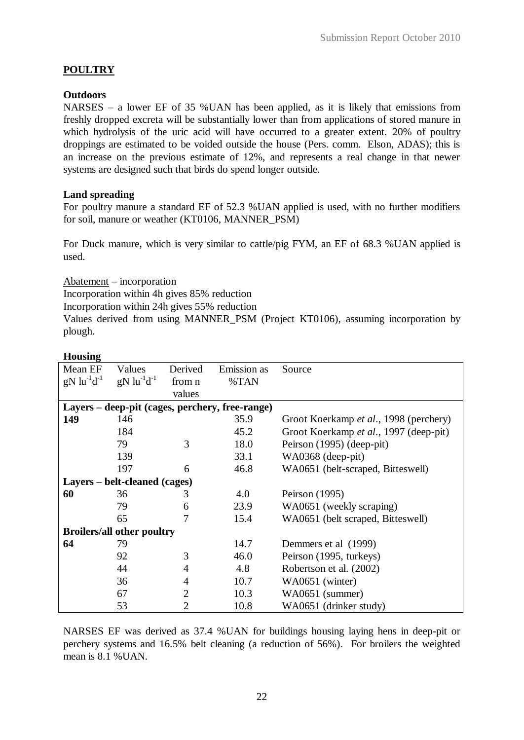## POULTRY

**Outdoors**

NARSES – a lower EF of 35 %UAN has been applied, as it is likely that emissions from freshly dropped excreta will be substantially lower than from applications of stored manure in which hydrolysis of the uric acid will have occurred to a greater extent. 20% of poultry droppings are estimated to be voided outside the house (Pers. comm. Elson, ADAS); this is an increase on the previous estimate of 12%, and represents a real change in that newer systems are designed such that birds do spend longer outside.

**Land spreading**

For poultry manure a standard EF of 52.3 %UAN applied is used, with no further modifiers for soil, manure or weather (KT0106, MANNER_PSM)

For Duck manure, which is very similar to cattle/pig FYM, an EF of 68.3 %UAN applied is used.

Abatement – incorporation

Incorporation within 4h gives 85% reduction

Incorporation within 24h gives 55% reduction

Values derived from using MANNER_PSM (Project KT0106), assuming incorporation by plough.

**Housing**

| Mean EF gN $lu^{-1}d^{-1}$ | Values gN $lu^{-1}d^{-1}$ | Derived from n values | Emission as %TAN | Source |
|---|---|---|---|---|
| **Layers – deep-pit (cages, perchery, free-range)** | | | | |
| **149** | 146 | | 35.9 | Groot Koerkamp *et al*., 1998 (perchery) |
| | 184 | | 45.2 | Groot Koerkamp *et al*., 1997 (deep-pit) |
| | 79 | 3 | 18.0 | Peirson (1995) (deep-pit) |
| | 139 | | 33.1 | WA0368 (deep-pit) |
| | 197 | 6 | 46.8 | WA0651 (belt-scraped, Bitteswell) |
| **Layers – belt-cleaned (cages)** | | | | |
| **60** | 36 | 3 | 4.0 | Peirson (1995) |
| | 79 | 6 | 23.9 | WA0651 (weekly scraping) |
| | 65 | 7 | 15.4 | WA0651 (belt scraped, Bitteswell) |
| **Broilers/all other poultry** | | | | |
| **64** | 79 | | 14.7 | Demmers et al (1999) |
| | 92 | 3 | 46.0 | Peirson (1995, turkeys) |
| | 44 | 4 | 4.8 | Robertson et al. (2002) |
| | 36 | 4 | 10.7 | WA0651 (winter) |
| | 67 | 2 | 10.3 | WA0651 (summer) |
| | 53 | 2 | 10.8 | WA0651 (drinker study) |

NARSES EF was derived as 37.4 %UAN for buildings housing laying hens in deep-pit or perchery systems and 16.5% belt cleaning (a reduction of 56%). For broilers the weighted mean is 8.1 %UAN.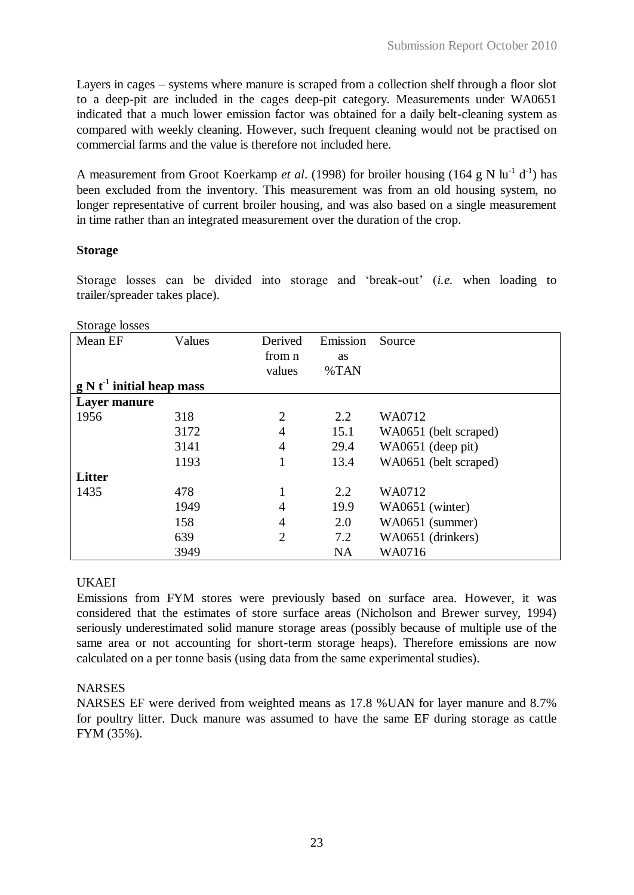Layers in cages – systems where manure is scraped from a collection shelf through a floor slot to a deep-pit are included in the cages deep-pit category. Measurements under WA0651 indicated that a much lower emission factor was obtained for a daily belt-cleaning system as compared with weekly cleaning. However, such frequent cleaning would not be practised on commercial farms and the value is therefore not included here.

A measurement from Groot Koerkamp *et al*. (1998) for broiler housing (164 g N $lu^{-1}$ $d^{-1}$) has been excluded from the inventory. This measurement was from an old housing system, no longer representative of current broiler housing, and was also based on a single measurement in time rather than an integrated measurement over the duration of the crop.

**Storage**

Storage losses can be divided into storage and 'break-out' (*i.e.* when loading to trailer/spreader takes place).

Storage losses

| Mean EF | Values | Derived from n values | Emission as %TAN | Source |
|---|---|---|---|---|
| **g N $t^{-1}$ initial heap mass** | | | | |
| **Layer manure** | | | | |
| 1956 | 318 | 2 | 2.2 | WA0712 |
| | 3172 | 4 | 15.1 | WA0651 (belt scraped) |
| | 3141 | 4 | 29.4 | WA0651 (deep pit) |
| | 1193 | 1 | 13.4 | WA0651 (belt scraped) |
| **Litter** | | | | |
| 1435 | 478 | 1 | 2.2 | WA0712 |
| | 1949 | 4 | 19.9 | WA0651 (winter) |
| | 158 | 4 | 2.0 | WA0651 (summer) |
| | 639 | 2 | 7.2 | WA0651 (drinkers) |
| | 3949 | | NA | WA0716 |

UKAEI

Emissions from FYM stores were previously based on surface area. However, it was considered that the estimates of store surface areas (Nicholson and Brewer survey, 1994) seriously underestimated solid manure storage areas (possibly because of multiple use of the same area or not accounting for short-term storage heaps). Therefore emissions are now calculated on a per tonne basis (using data from the same experimental studies).

NARSES

NARSES EF were derived from weighted means as 17.8 %UAN for layer manure and 8.7% for poultry litter. Duck manure was assumed to have the same EF during storage as cattle FYM (35%).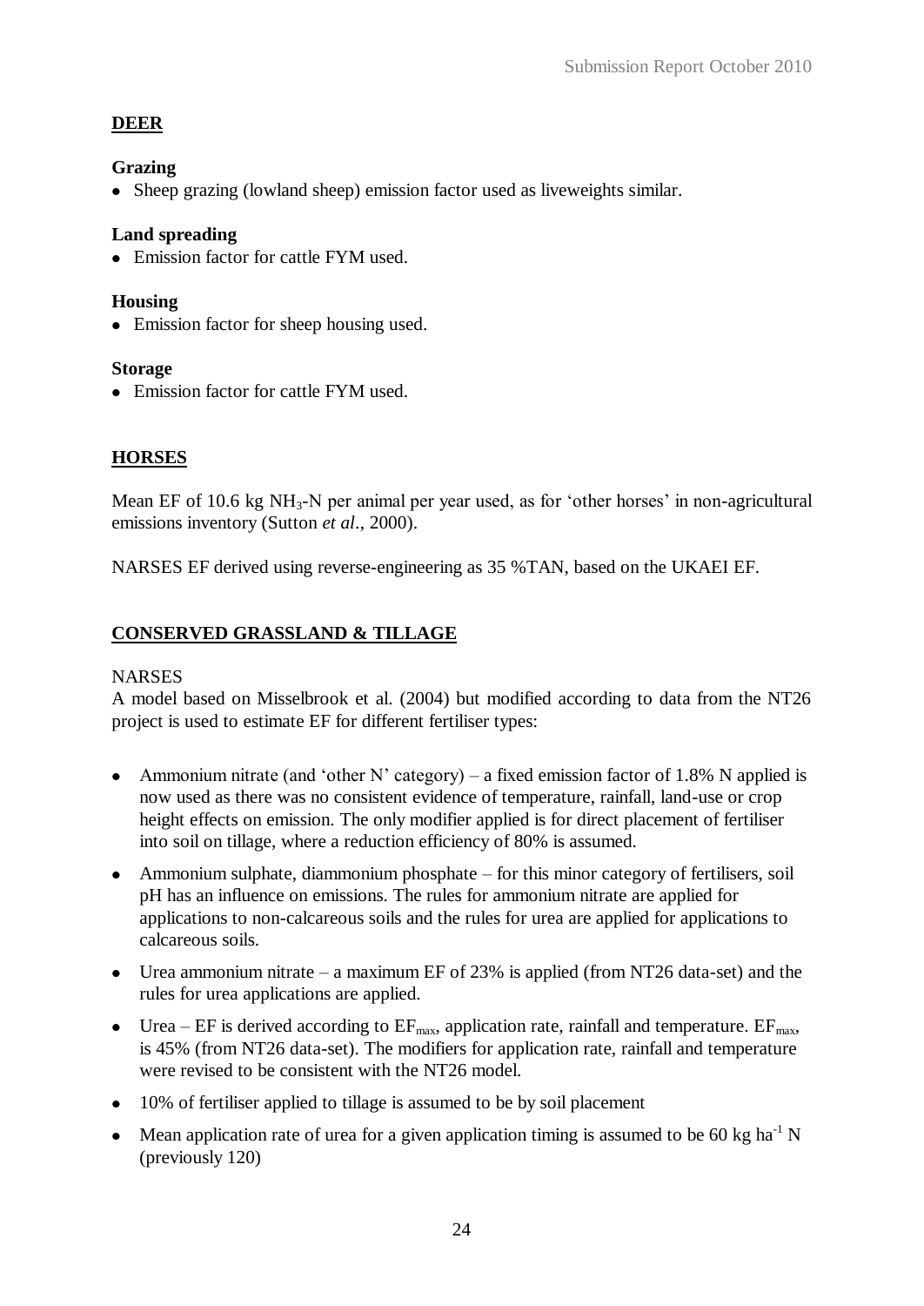## DEER

### Grazing

- Sheep grazing (lowland sheep) emission factor used as liveweights similar.

### Land spreading

- Emission factor for cattle FYM used.

### Housing

- Emission factor for sheep housing used.

### Storage

- Emission factor for cattle FYM used.

## HORSES

Mean EF of 10.6 kg $NH_3$-N per animal per year used, as for 'other horses' in non-agricultural emissions inventory (Sutton *et al.*, 2000).

NARSES EF derived using reverse-engineering as 35 %TAN, based on the UKAEI EF.

## CONSERVED GRASSLAND & TILLAGE

NARSES

A model based on Misselbrook et al. (2004) but modified according to data from the NT26 project is used to estimate EF for different fertiliser types:

- Ammonium nitrate (and 'other N' category) – a fixed emission factor of 1.8% N applied is now used as there was no consistent evidence of temperature, rainfall, land-use or crop height effects on emission. The only modifier applied is for direct placement of fertiliser into soil on tillage, where a reduction efficiency of 80% is assumed.
- Ammonium sulphate, diammonium phosphate – for this minor category of fertilisers, soil pH has an influence on emissions. The rules for ammonium nitrate are applied for applications to non-calcareous soils and the rules for urea are applied for applications to calcareous soils.
- Urea ammonium nitrate – a maximum EF of 23% is applied (from NT26 data-set) and the rules for urea applications are applied.
- Urea – EF is derived according to $EF_{max}$, application rate, rainfall and temperature. $EF_{max}$, is 45% (from NT26 data-set). The modifiers for application rate, rainfall and temperature were revised to be consistent with the NT26 model.
- 10% of fertiliser applied to tillage is assumed to be by soil placement
- Mean application rate of urea for a given application timing is assumed to be 60 kg $ha^{-1}$ N (previously 120)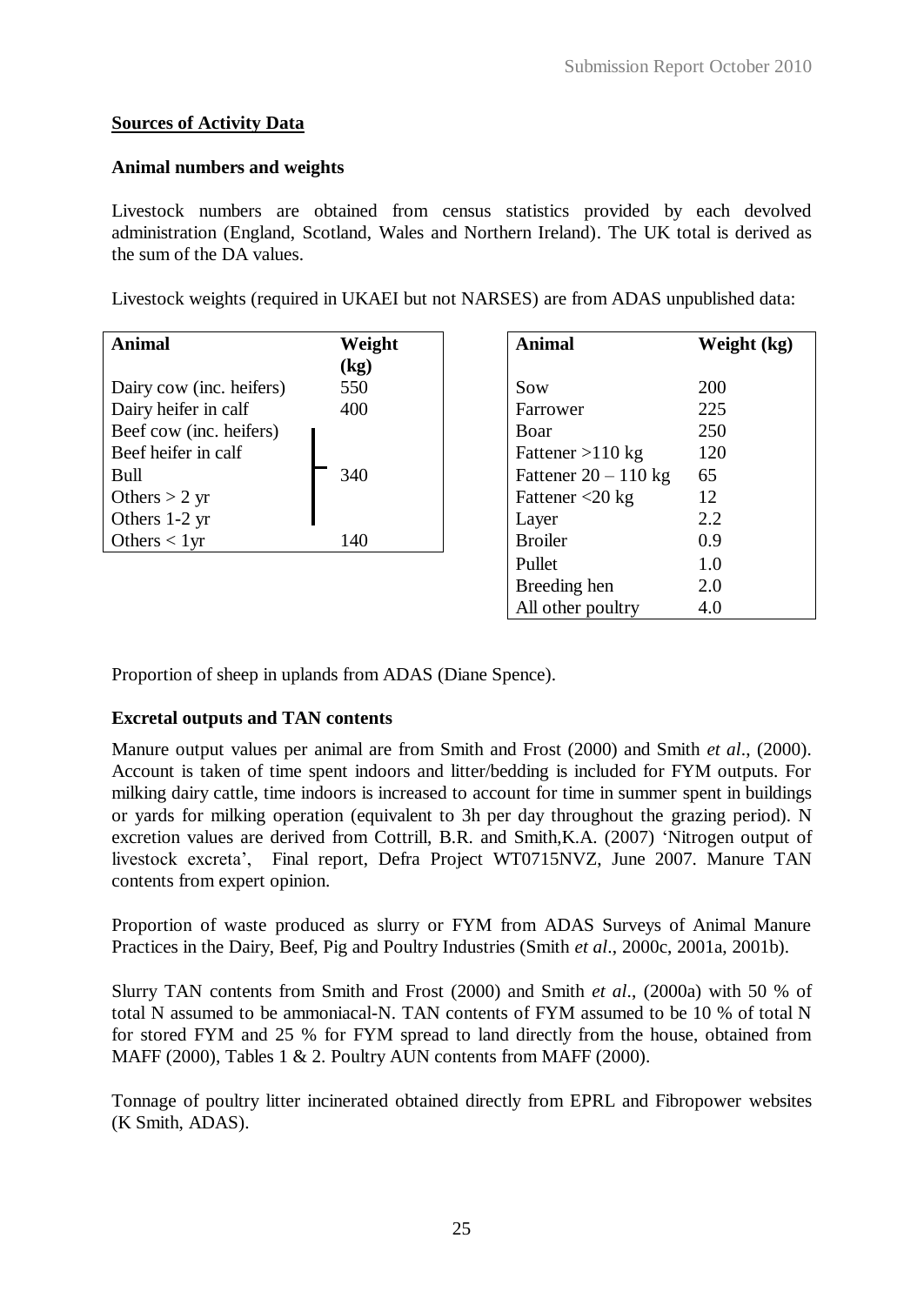**Sources of Activity Data**

**Animal numbers and weights**

Livestock numbers are obtained from census statistics provided by each devolved administration (England, Scotland, Wales and Northern Ireland). The UK total is derived as the sum of the DA values.

Livestock weights (required in UKAEI but not NARSES) are from ADAS unpublished data:

| Animal | Weight (kg) |
|---|---|
| Dairy cow (inc. heifers) | 550 |
| Dairy heifer in calf | 400 |
| Beef cow (inc. heifers) | 340 |
| Beef heifer in calf | 340 |
| Bull | 340 |
| Others > 2 yr | 340 |
| Others 1-2 yr | 340 |
| Others < 1yr | 140 |

| Animal | Weight (kg) |
|---|---|
| Sow | 200 |
| Farrower | 225 |
| Boar | 250 |
| Fattener >110 kg | 120 |
| Fattener 20 – 110 kg | 65 |
| Fattener <20 kg | 12 |
| Layer | 2.2 |
| Broiler | 0.9 |
| Pullet | 1.0 |
| Breeding hen | 2.0 |
| All other poultry | 4.0 |

Proportion of sheep in uplands from ADAS (Diane Spence).

**Excretal outputs and TAN contents**

Manure output values per animal are from Smith and Frost (2000) and Smith *et al*., (2000). Account is taken of time spent indoors and litter/bedding is included for FYM outputs. For milking dairy cattle, time indoors is increased to account for time in summer spent in buildings or yards for milking operation (equivalent to 3h per day throughout the grazing period). N excretion values are derived from Cottrill, B.R. and Smith,K.A. (2007) 'Nitrogen output of livestock excreta', Final report, Defra Project WT0715NVZ, June 2007. Manure TAN contents from expert opinion.

Proportion of waste produced as slurry or FYM from ADAS Surveys of Animal Manure Practices in the Dairy, Beef, Pig and Poultry Industries (Smith *et al*., 2000c, 2001a, 2001b).

Slurry TAN contents from Smith and Frost (2000) and Smith *et al*., (2000a) with 50 % of total N assumed to be ammoniacal-N. TAN contents of FYM assumed to be 10 % of total N for stored FYM and 25 % for FYM spread to land directly from the house, obtained from MAFF (2000), Tables 1 & 2. Poultry AUN contents from MAFF (2000).

Tonnage of poultry litter incinerated obtained directly from EPRL and Fibropower websites (K Smith, ADAS).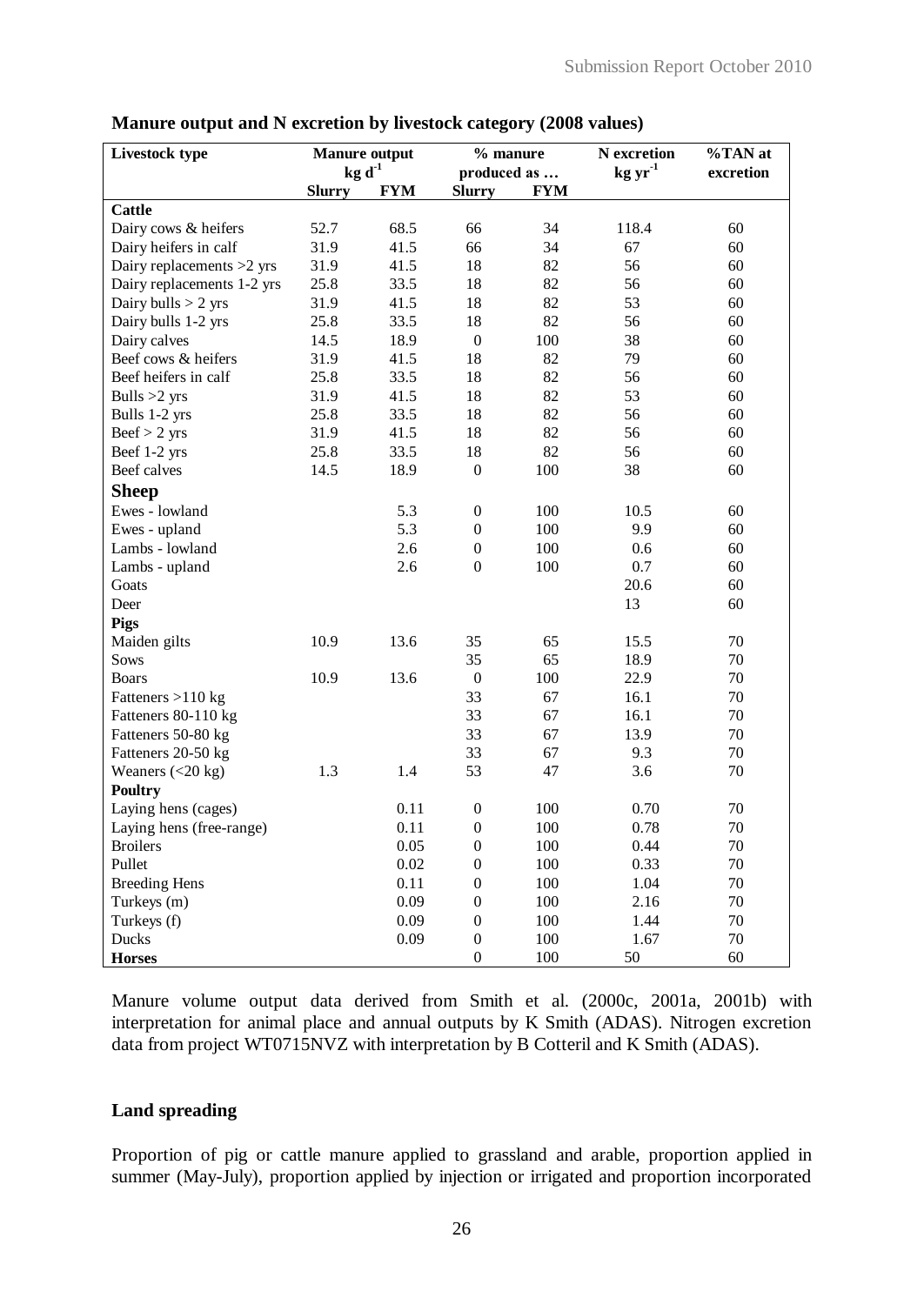**Manure output and N excretion by livestock category (2008 values)**

| Livestock type | Manure output $kg\ d^{-1}$ | | % manure produced as … | | N excretion $kg\ yr^{-1}$ | %TAN at excretion |
|---|---|---|---|---|---|---|
| | Slurry | FYM | Slurry | FYM | | |
| **Cattle** | | | | | | |
| Dairy cows & heifers | 52.7 | 68.5 | 66 | 34 | 118.4 | 60 |
| Dairy heifers in calf | 31.9 | 41.5 | 66 | 34 | 67 | 60 |
| Dairy replacements >2 yrs | 31.9 | 41.5 | 18 | 82 | 56 | 60 |
| Dairy replacements 1-2 yrs | 25.8 | 33.5 | 18 | 82 | 56 | 60 |
| Dairy bulls > 2 yrs | 31.9 | 41.5 | 18 | 82 | 53 | 60 |
| Dairy bulls 1-2 yrs | 25.8 | 33.5 | 18 | 82 | 56 | 60 |
| Dairy calves | 14.5 | 18.9 | 0 | 100 | 38 | 60 |
| Beef cows & heifers | 31.9 | 41.5 | 18 | 82 | 79 | 60 |
| Beef heifers in calf | 25.8 | 33.5 | 18 | 82 | 56 | 60 |
| Bulls >2 yrs | 31.9 | 41.5 | 18 | 82 | 53 | 60 |
| Bulls 1-2 yrs | 25.8 | 33.5 | 18 | 82 | 56 | 60 |
| Beef > 2 yrs | 31.9 | 41.5 | 18 | 82 | 56 | 60 |
| Beef 1-2 yrs | 25.8 | 33.5 | 18 | 82 | 56 | 60 |
| Beef calves | 14.5 | 18.9 | 0 | 100 | 38 | 60 |
| **Sheep** | | | | | | |
| Ewes - lowland | | 5.3 | 0 | 100 | 10.5 | 60 |
| Ewes - upland | | 5.3 | 0 | 100 | 9.9 | 60 |
| Lambs - lowland | | 2.6 | 0 | 100 | 0.6 | 60 |
| Lambs - upland | | 2.6 | 0 | 100 | 0.7 | 60 |
| Goats | | | | | 20.6 | 60 |
| Deer | | | | | 13 | 60 |
| **Pigs** | | | | | | |
| Maiden gilts | 10.9 | 13.6 | 35 | 65 | 15.5 | 70 |
| Sows | | | 35 | 65 | 18.9 | 70 |
| Boars | 10.9 | 13.6 | 0 | 100 | 22.9 | 70 |
| Fatteners >110 kg | | | 33 | 67 | 16.1 | 70 |
| Fatteners 80-110 kg | | | 33 | 67 | 16.1 | 70 |
| Fatteners 50-80 kg | | | 33 | 67 | 13.9 | 70 |
| Fatteners 20-50 kg | | | 33 | 67 | 9.3 | 70 |
| Weaners (<20 kg) | 1.3 | 1.4 | 53 | 47 | 3.6 | 70 |
| **Poultry** | | | | | | |
| Laying hens (cages) | | 0.11 | 0 | 100 | 0.70 | 70 |
| Laying hens (free-range) | | 0.11 | 0 | 100 | 0.78 | 70 |
| Broilers | | 0.05 | 0 | 100 | 0.44 | 70 |
| Pullet | | 0.02 | 0 | 100 | 0.33 | 70 |
| Breeding Hens | | 0.11 | 0 | 100 | 1.04 | 70 |
| Turkeys (m) | | 0.09 | 0 | 100 | 2.16 | 70 |
| Turkeys (f) | | 0.09 | 0 | 100 | 1.44 | 70 |
| Ducks | | 0.09 | 0 | 100 | 1.67 | 70 |
| **Horses** | | | 0 | 100 | 50 | 60 |

Manure volume output data derived from Smith et al. (2000c, 2001a, 2001b) with interpretation for animal place and annual outputs by K Smith (ADAS). Nitrogen excretion data from project WT0715NVZ with interpretation by B Cotteril and K Smith (ADAS).

## Land spreading

Proportion of pig or cattle manure applied to grassland and arable, proportion applied in summer (May-July), proportion applied by injection or irrigated and proportion incorporated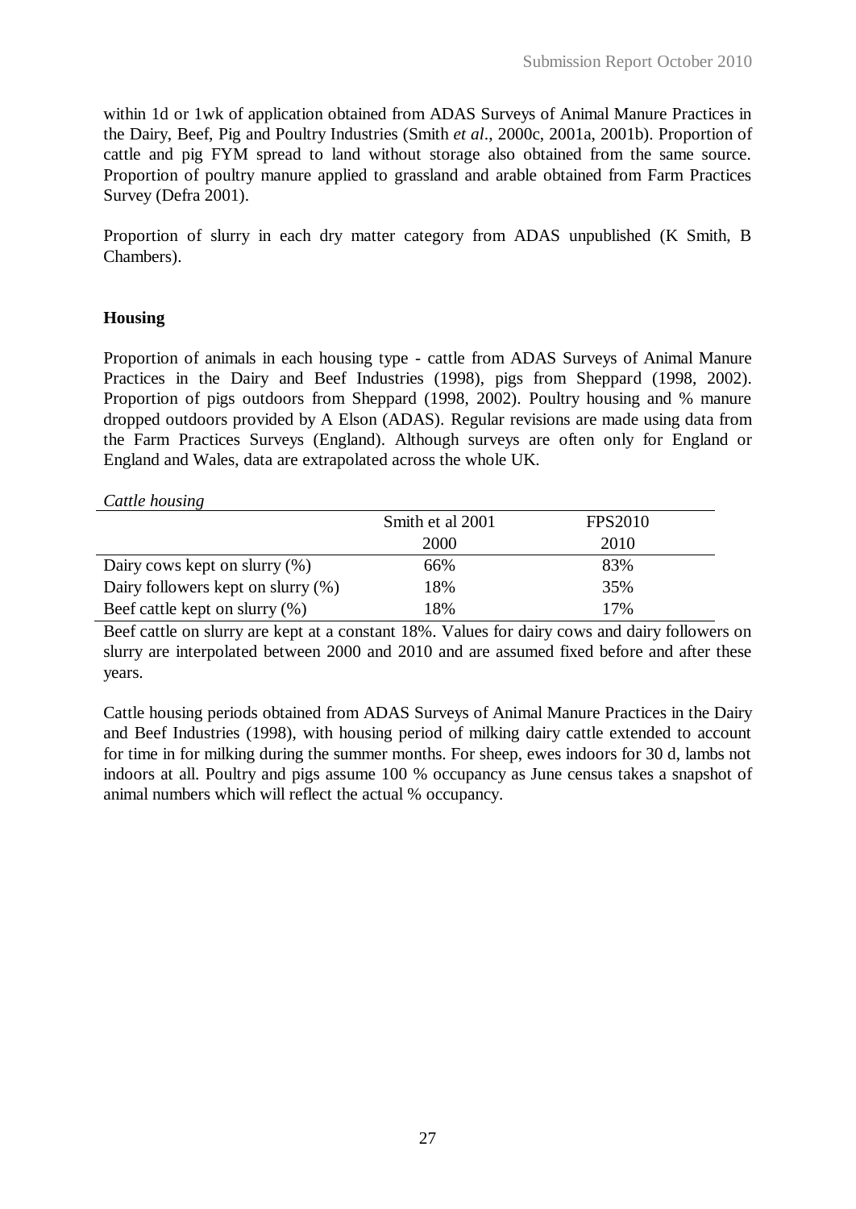within 1d or 1wk of application obtained from ADAS Surveys of Animal Manure Practices in the Dairy, Beef, Pig and Poultry Industries (Smith *et al*., 2000c, 2001a, 2001b). Proportion of cattle and pig FYM spread to land without storage also obtained from the same source. Proportion of poultry manure applied to grassland and arable obtained from Farm Practices Survey (Defra 2001).

Proportion of slurry in each dry matter category from ADAS unpublished (K Smith, B Chambers).

**Housing**

Proportion of animals in each housing type - cattle from ADAS Surveys of Animal Manure Practices in the Dairy and Beef Industries (1998), pigs from Sheppard (1998, 2002). Proportion of pigs outdoors from Sheppard (1998, 2002). Poultry housing and % manure dropped outdoors provided by A Elson (ADAS). Regular revisions are made using data from the Farm Practices Surveys (England). Although surveys are often only for England or England and Wales, data are extrapolated across the whole UK.

*Cattle housing*

| | Smith et al 2001 | FPS2010 |
|---|---|---|
| | 2000 | 2010 |
| Dairy cows kept on slurry (%) | 66% | 83% |
| Dairy followers kept on slurry (%) | 18% | 35% |
| Beef cattle kept on slurry (%) | 18% | 17% |

Beef cattle on slurry are kept at a constant 18%. Values for dairy cows and dairy followers on slurry are interpolated between 2000 and 2010 and are assumed fixed before and after these years.

Cattle housing periods obtained from ADAS Surveys of Animal Manure Practices in the Dairy and Beef Industries (1998), with housing period of milking dairy cattle extended to account for time in for milking during the summer months. For sheep, ewes indoors for 30 d, lambs not indoors at all. Poultry and pigs assume 100 % occupancy as June census takes a snapshot of animal numbers which will reflect the actual % occupancy.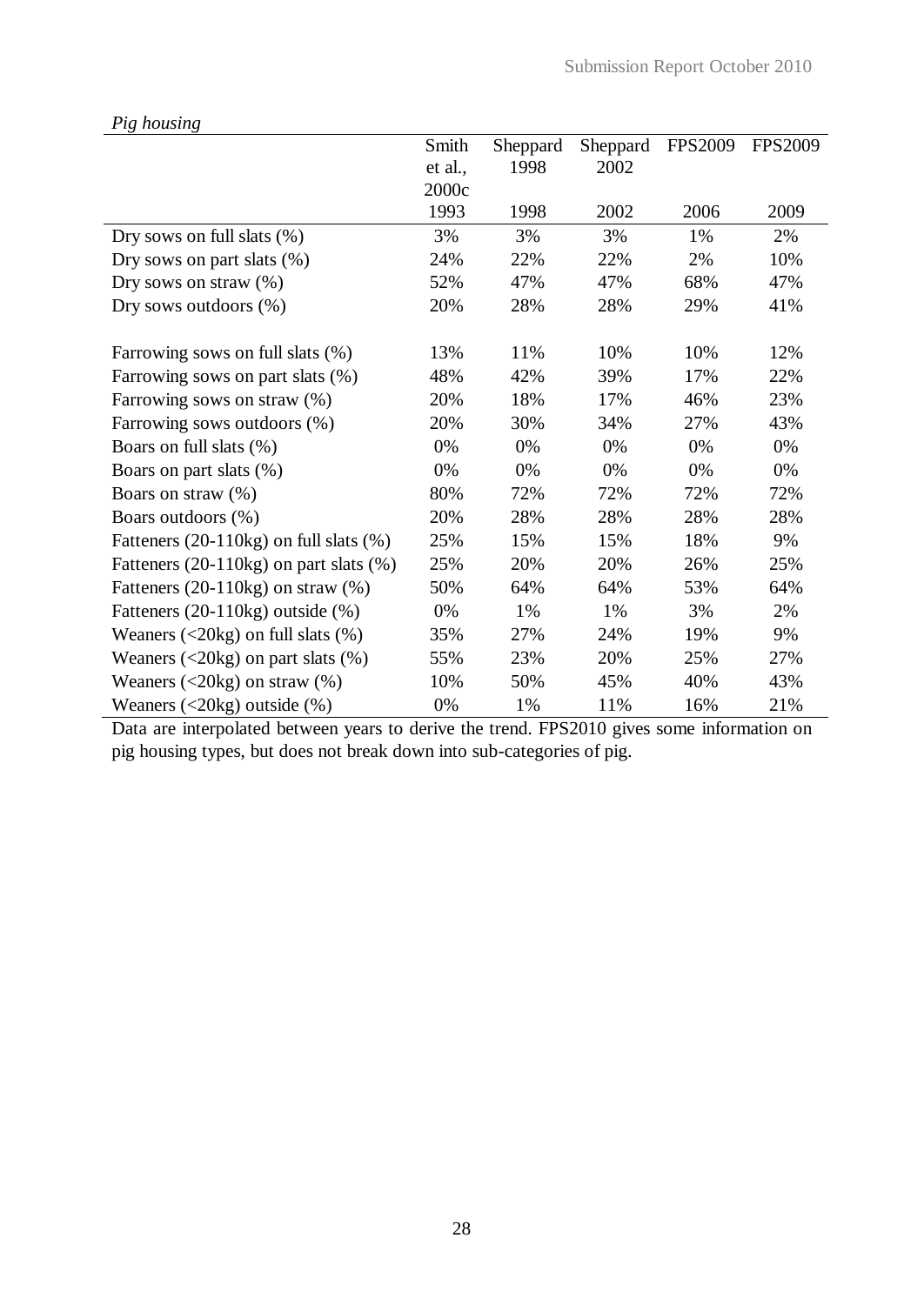*Pig housing*

| | Smith et al., 2000c | Sheppard 1998 | Sheppard 2002 | FPS2009 | FPS2009 |
|---|---|---|---|---|---|
| | 1993 | 1998 | 2002 | 2006 | 2009 |
| Dry sows on full slats (%) | 3% | 3% | 3% | 1% | 2% |
| Dry sows on part slats (%) | 24% | 22% | 22% | 2% | 10% |
| Dry sows on straw (%) | 52% | 47% | 47% | 68% | 47% |
| Dry sows outdoors (%) | 20% | 28% | 28% | 29% | 41% |
| | | | | | |
| Farrowing sows on full slats (%) | 13% | 11% | 10% | 10% | 12% |
| Farrowing sows on part slats (%) | 48% | 42% | 39% | 17% | 22% |
| Farrowing sows on straw (%) | 20% | 18% | 17% | 46% | 23% |
| Farrowing sows outdoors (%) | 20% | 30% | 34% | 27% | 43% |
| Boars on full slats (%) | 0% | 0% | 0% | 0% | 0% |
| Boars on part slats (%) | 0% | 0% | 0% | 0% | 0% |
| Boars on straw (%) | 80% | 72% | 72% | 72% | 72% |
| Boars outdoors (%) | 20% | 28% | 28% | 28% | 28% |
| Fatteners (20-110kg) on full slats (%) | 25% | 15% | 15% | 18% | 9% |
| Fatteners (20-110kg) on part slats (%) | 25% | 20% | 20% | 26% | 25% |
| Fatteners (20-110kg) on straw (%) | 50% | 64% | 64% | 53% | 64% |
| Fatteners (20-110kg) outside (%) | 0% | 1% | 1% | 3% | 2% |
| Weaners (<20kg) on full slats (%) | 35% | 27% | 24% | 19% | 9% |
| Weaners (<20kg) on part slats (%) | 55% | 23% | 20% | 25% | 27% |
| Weaners (<20kg) on straw (%) | 10% | 50% | 45% | 40% | 43% |
| Weaners (<20kg) outside (%) | 0% | 1% | 11% | 16% | 21% |

Data are interpolated between years to derive the trend. FPS2010 gives some information on pig housing types, but does not break down into sub-categories of pig.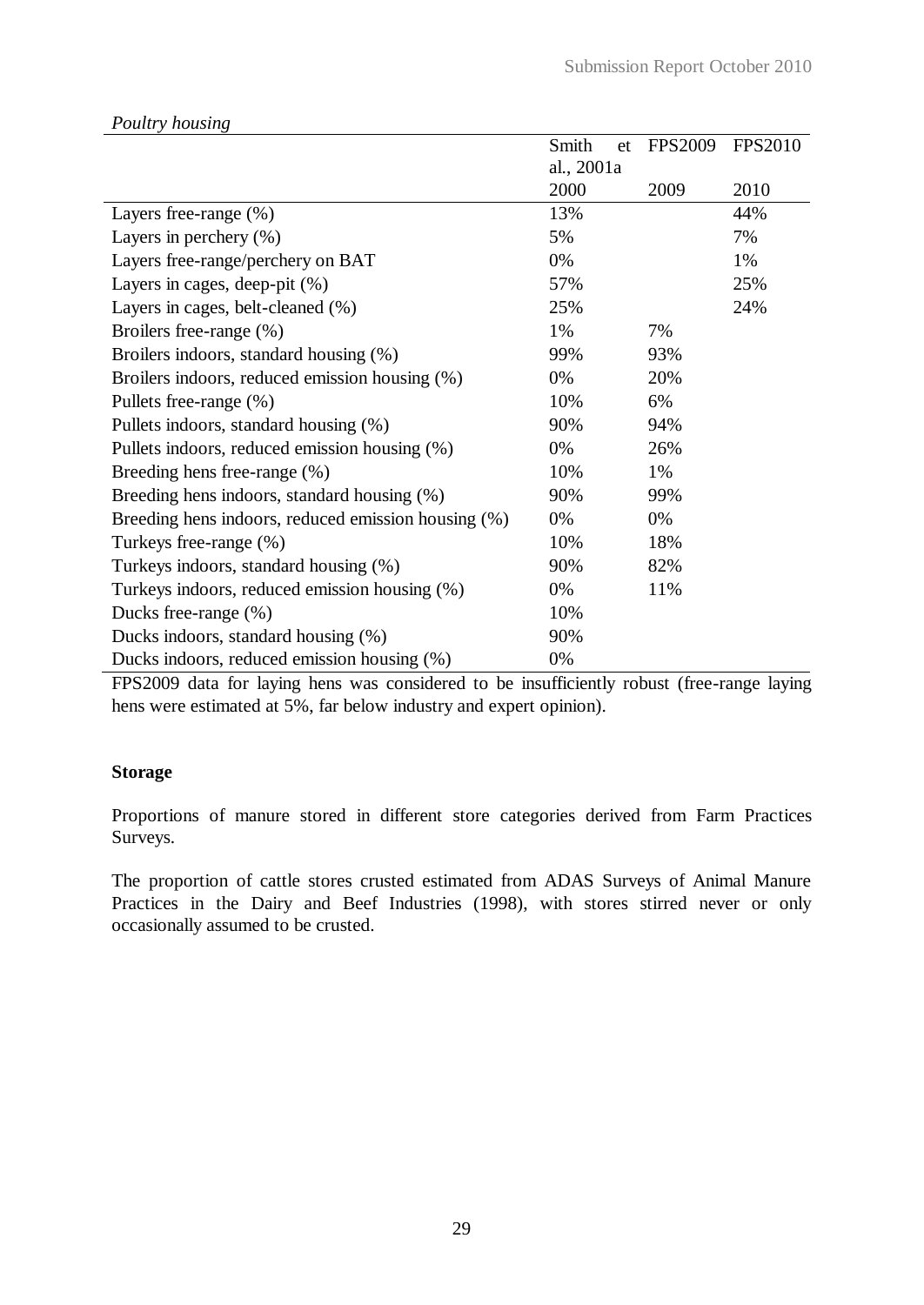*Poultry housing*

| | Smith et al., 2001a | FPS2009 | FPS2010 |
|---|---|---|---|
| | 2000 | 2009 | 2010 |
| Layers free-range (%) | 13% | | 44% |
| Layers in perchery (%) | 5% | | 7% |
| Layers free-range/perchery on BAT | 0% | | 1% |
| Layers in cages, deep-pit (%) | 57% | | 25% |
| Layers in cages, belt-cleaned (%) | 25% | | 24% |
| Broilers free-range (%) | 1% | 7% | |
| Broilers indoors, standard housing (%) | 99% | 93% | |
| Broilers indoors, reduced emission housing (%) | 0% | 20% | |
| Pullets free-range (%) | 10% | 6% | |
| Pullets indoors, standard housing (%) | 90% | 94% | |
| Pullets indoors, reduced emission housing (%) | 0% | 26% | |
| Breeding hens free-range (%) | 10% | 1% | |
| Breeding hens indoors, standard housing (%) | 90% | 99% | |
| Breeding hens indoors, reduced emission housing (%) | 0% | 0% | |
| Turkeys free-range (%) | 10% | 18% | |
| Turkeys indoors, standard housing (%) | 90% | 82% | |
| Turkeys indoors, reduced emission housing (%) | 0% | 11% | |
| Ducks free-range (%) | 10% | | |
| Ducks indoors, standard housing (%) | 90% | | |
| Ducks indoors, reduced emission housing (%) | 0% | | |

FPS2009 data for laying hens was considered to be insufficiently robust (free-range laying hens were estimated at 5%, far below industry and expert opinion).

**Storage**

Proportions of manure stored in different store categories derived from Farm Practices Surveys.

The proportion of cattle stores crusted estimated from ADAS Surveys of Animal Manure Practices in the Dairy and Beef Industries (1998), with stores stirred never or only occasionally assumed to be crusted.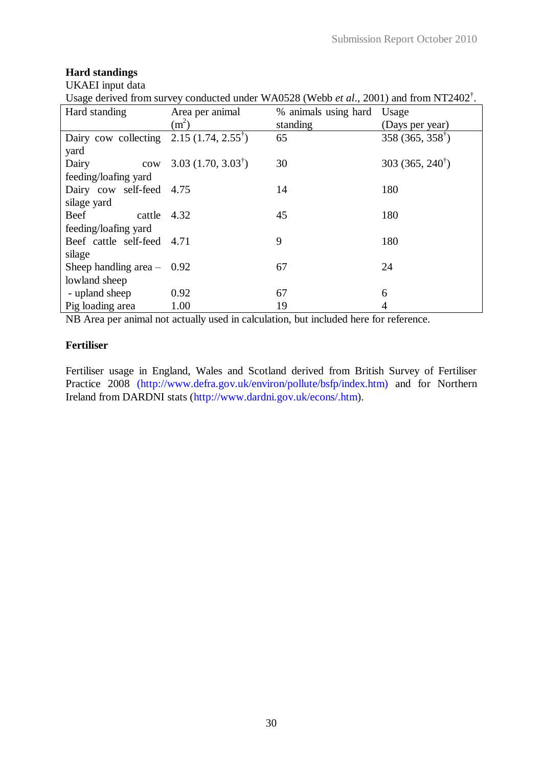**Hard standings**

UKAEI input data

Usage derived from survey conducted under WA0528 (Webb *et al*., 2001) and from NT2402[†].

| Hard standing | Area per animal ($m^2$) | % animals using hard standing | Usage (Days per year) |
|---|---|---|---|
| Dairy cow collecting yard | 2.15 (1.74, 2.55[†]) | 65 | 358 (365, 358[†]) |
| Dairy cow feeding/loafing yard | 3.03 (1.70, 3.03[†]) | 30 | 303 (365, 240[†]) |
| Dairy cow self-feed silage yard | 4.75 | 14 | 180 |
| Beef cattle feeding/loafing yard | 4.32 | 45 | 180 |
| Beef cattle self-feed silage | 4.71 | 9 | 180 |
| Sheep handling area – lowland sheep | 0.92 | 67 | 24 |
| - upland sheep | 0.92 | 67 | 6 |
| Pig loading area | 1.00 | 19 | 4 |

NB Area per animal not actually used in calculation, but included here for reference.

**Fertiliser**

Fertiliser usage in England, Wales and Scotland derived from British Survey of Fertiliser Practice 2008 (http://www.defra.gov.uk/environ/pollute/bsfp/index.htm) and for Northern Ireland from DARDNI stats (http://www.dardni.gov.uk/econs/.htm).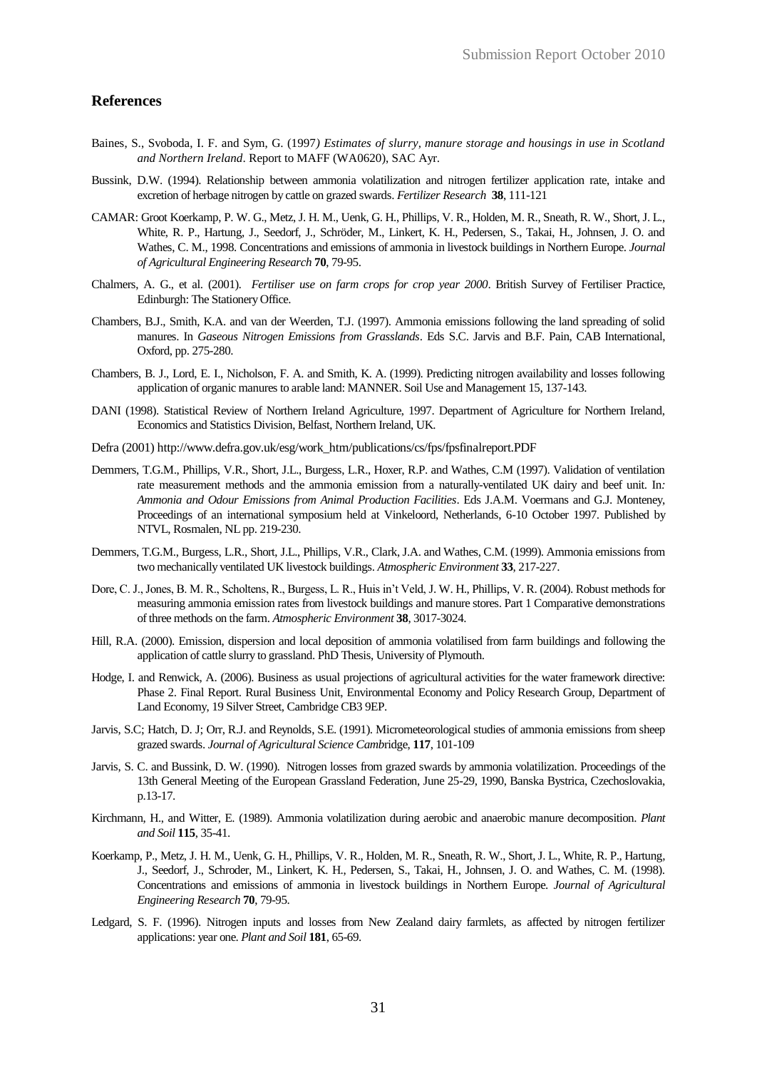## References

Baines, S., Svoboda, I. F. and Sym, G. (1997*) Estimates of slurry, manure storage and housings in use in Scotland and Northern Ireland*. Report to MAFF (WA0620), SAC Ayr.

Bussink, D.W. (1994). Relationship between ammonia volatilization and nitrogen fertilizer application rate, intake and excretion of herbage nitrogen by cattle on grazed swards. *Fertilizer Research* **38**, 111-121

CAMAR: Groot Koerkamp, P. W. G., Metz, J. H. M., Uenk, G. H., Phillips, V. R., Holden, M. R., Sneath, R. W., Short, J. L., White, R. P., Hartung, J., Seedorf, J., Schröder, M., Linkert, K. H., Pedersen, S., Takai, H., Johnsen, J. O. and Wathes, C. M., 1998. Concentrations and emissions of ammonia in livestock buildings in Northern Europe. *Journal of Agricultural Engineering Research* **70**, 79-95.

Chalmers, A. G., et al. (2001). *Fertiliser use on farm crops for crop year 2000*. British Survey of Fertiliser Practice, Edinburgh: The Stationery Office.

Chambers, B.J., Smith, K.A. and van der Weerden, T.J. (1997). Ammonia emissions following the land spreading of solid manures. In *Gaseous Nitrogen Emissions from Grasslands*. Eds S.C. Jarvis and B.F. Pain, CAB International, Oxford, pp. 275-280.

Chambers, B. J., Lord, E. I., Nicholson, F. A. and Smith, K. A. (1999). Predicting nitrogen availability and losses following application of organic manures to arable land: MANNER. Soil Use and Management 15, 137-143.

DANI (1998). Statistical Review of Northern Ireland Agriculture, 1997. Department of Agriculture for Northern Ireland, Economics and Statistics Division, Belfast, Northern Ireland, UK.

Defra (2001) http://www.defra.gov.uk/esg/work_htm/publications/cs/fps/fpsfinalreport.PDF

Demmers, T.G.M., Phillips, V.R., Short, J.L., Burgess, L.R., Hoxer, R.P. and Wathes, C.M (1997). Validation of ventilation rate measurement methods and the ammonia emission from a naturally-ventilated UK dairy and beef unit. In*: Ammonia and Odour Emissions from Animal Production Facilities*. Eds J.A.M. Voermans and G.J. Monteney, Proceedings of an international symposium held at Vinkeloord, Netherlands, 6-10 October 1997. Published by NTVL, Rosmalen, NL pp. 219-230.

Demmers, T.G.M., Burgess, L.R., Short, J.L., Phillips, V.R., Clark, J.A. and Wathes, C.M. (1999). Ammonia emissions from two mechanically ventilated UK livestock buildings. *Atmospheric Environment* **33**, 217-227.

Dore, C. J., Jones, B. M. R., Scholtens, R., Burgess, L. R., Huis in't Veld, J. W. H., Phillips, V. R. (2004). Robust methods for measuring ammonia emission rates from livestock buildings and manure stores. Part 1 Comparative demonstrations of three methods on the farm. *Atmospheric Environment* **38**, 3017-3024.

Hill, R.A. (2000). Emission, dispersion and local deposition of ammonia volatilised from farm buildings and following the application of cattle slurry to grassland. PhD Thesis, University of Plymouth.

Hodge, I. and Renwick, A. (2006). Business as usual projections of agricultural activities for the water framework directive: Phase 2. Final Report. Rural Business Unit, Environmental Economy and Policy Research Group, Department of Land Economy, 19 Silver Street, Cambridge CB3 9EP.

Jarvis, S.C; Hatch, D. J; Orr, R.J. and Reynolds, S.E. (1991). Micrometeorological studies of ammonia emissions from sheep grazed swards. *Journal of Agricultural Science Camb*ridge, **117**, 101-109

Jarvis, S. C. and Bussink, D. W. (1990). Nitrogen losses from grazed swards by ammonia volatilization. Proceedings of the 13th General Meeting of the European Grassland Federation, June 25-29, 1990, Banska Bystrica, Czechoslovakia, p.13-17.

Kirchmann, H., and Witter, E. (1989). Ammonia volatilization during aerobic and anaerobic manure decomposition. *Plant and Soil* **115**, 35-41.

Koerkamp, P., Metz, J. H. M., Uenk, G. H., Phillips, V. R., Holden, M. R., Sneath, R. W., Short, J. L., White, R. P., Hartung, J., Seedorf, J., Schroder, M., Linkert, K. H., Pedersen, S., Takai, H., Johnsen, J. O. and Wathes, C. M. (1998). Concentrations and emissions of ammonia in livestock buildings in Northern Europe. *Journal of Agricultural Engineering Research* **70**, 79-95.

Ledgard, S. F. (1996). Nitrogen inputs and losses from New Zealand dairy farmlets, as affected by nitrogen fertilizer applications: year one. *Plant and Soil* **181**, 65-69.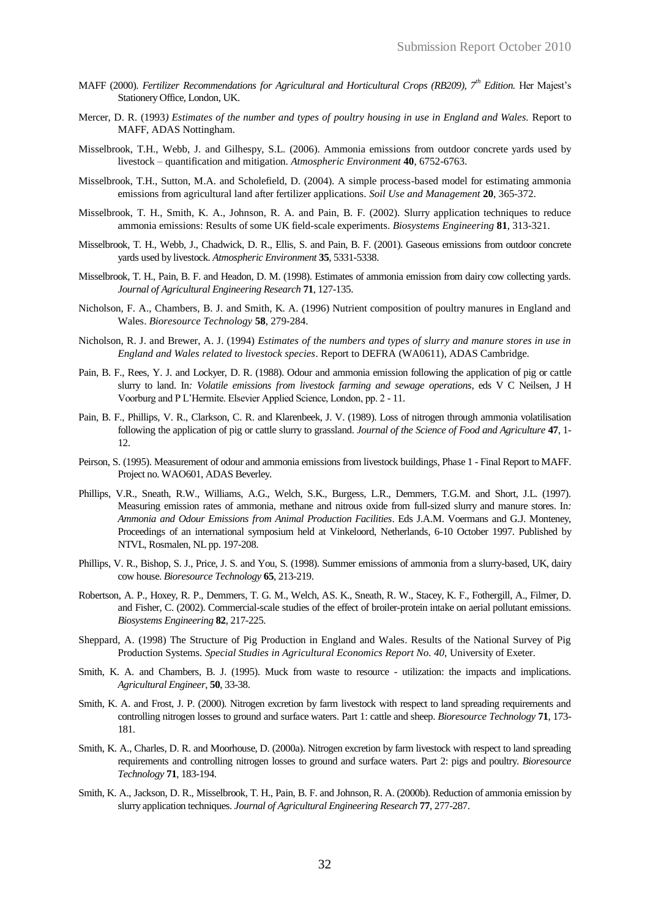MAFF (2000). *Fertilizer Recommendations for Agricultural and Horticultural Crops (RB209), 7th Edition.* Her Majest's Stationery Office, London, UK.

Mercer, D. R. (1993*) Estimates of the number and types of poultry housing in use in England and Wales.* Report to MAFF, ADAS Nottingham.

Misselbrook, T.H., Webb, J. and Gilhespy, S.L. (2006). Ammonia emissions from outdoor concrete yards used by livestock – quantification and mitigation. *Atmospheric Environment* **40**, 6752-6763.

Misselbrook, T.H., Sutton, M.A. and Scholefield, D. (2004). A simple process-based model for estimating ammonia emissions from agricultural land after fertilizer applications. *Soil Use and Management* **20**, 365-372.

Misselbrook, T. H., Smith, K. A., Johnson, R. A. and Pain, B. F. (2002). Slurry application techniques to reduce ammonia emissions: Results of some UK field-scale experiments. *Biosystems Engineering* **81**, 313-321.

Misselbrook, T. H., Webb, J., Chadwick, D. R., Ellis, S. and Pain, B. F. (2001). Gaseous emissions from outdoor concrete yards used by livestock. *Atmospheric Environment* **35**, 5331-5338.

Misselbrook, T. H., Pain, B. F. and Headon, D. M. (1998). Estimates of ammonia emission from dairy cow collecting yards. *Journal of Agricultural Engineering Research* **71**, 127-135.

Nicholson, F. A., Chambers, B. J. and Smith, K. A. (1996) Nutrient composition of poultry manures in England and Wales. *Bioresource Technology* **58**, 279-284.

Nicholson, R. J. and Brewer, A. J. (1994) *Estimates of the numbers and types of slurry and manure stores in use in England and Wales related to livestock species*. Report to DEFRA (WA0611), ADAS Cambridge.

Pain, B. F., Rees, Y. J. and Lockyer, D. R. (1988). Odour and ammonia emission following the application of pig or cattle slurry to land. In*: Volatile emissions from livestock farming and sewage operations*, eds V C Neilsen, J H Voorburg and P L'Hermite. Elsevier Applied Science, London, pp. 2 - 11.

Pain, B. F., Phillips, V. R., Clarkson, C. R. and Klarenbeek, J. V. (1989). Loss of nitrogen through ammonia volatilisation following the application of pig or cattle slurry to grassland. *Journal of the Science of Food and Agriculture* **47**, 1-12.

Peirson, S. (1995). Measurement of odour and ammonia emissions from livestock buildings, Phase 1 - Final Report to MAFF. Project no. WAO601, ADAS Beverley.

Phillips, V.R., Sneath, R.W., Williams, A.G., Welch, S.K., Burgess, L.R., Demmers, T.G.M. and Short, J.L. (1997). Measuring emission rates of ammonia, methane and nitrous oxide from full-sized slurry and manure stores. In*: Ammonia and Odour Emissions from Animal Production Facilities*. Eds J.A.M. Voermans and G.J. Monteney, Proceedings of an international symposium held at Vinkeloord, Netherlands, 6-10 October 1997. Published by NTVL, Rosmalen, NL pp. 197-208.

Phillips, V. R., Bishop, S. J., Price, J. S. and You, S. (1998). Summer emissions of ammonia from a slurry-based, UK, dairy cow house. *Bioresource Technology* **65**, 213-219.

Robertson, A. P., Hoxey, R. P., Demmers, T. G. M., Welch, AS. K., Sneath, R. W., Stacey, K. F., Fothergill, A., Filmer, D. and Fisher, C. (2002). Commercial-scale studies of the effect of broiler-protein intake on aerial pollutant emissions. *Biosystems Engineering* **82**, 217-225.

Sheppard, A. (1998) The Structure of Pig Production in England and Wales. Results of the National Survey of Pig Production Systems. *Special Studies in Agricultural Economics Report No. 40*, University of Exeter.

Smith, K. A. and Chambers, B. J. (1995). Muck from waste to resource - utilization: the impacts and implications. *Agricultural Engineer*, **50**, 33-38.

Smith, K. A. and Frost, J. P. (2000). Nitrogen excretion by farm livestock with respect to land spreading requirements and controlling nitrogen losses to ground and surface waters. Part 1: cattle and sheep. *Bioresource Technology* **71**, 173-181.

Smith, K. A., Charles, D. R. and Moorhouse, D. (2000a). Nitrogen excretion by farm livestock with respect to land spreading requirements and controlling nitrogen losses to ground and surface waters. Part 2: pigs and poultry. *Bioresource Technology* **71**, 183-194.

Smith, K. A., Jackson, D. R., Misselbrook, T. H., Pain, B. F. and Johnson, R. A. (2000b). Reduction of ammonia emission by slurry application techniques. *Journal of Agricultural Engineering Research* **77**, 277-287.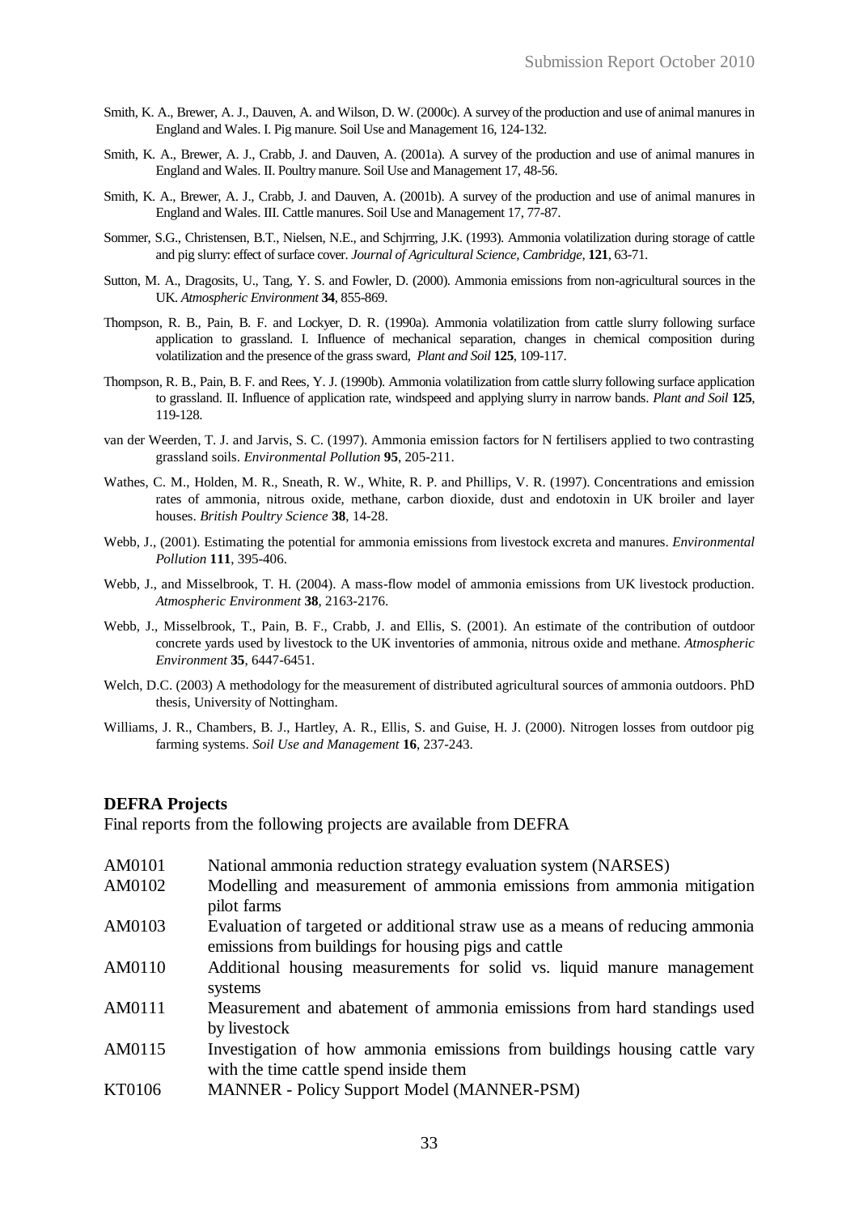Smith, K. A., Brewer, A. J., Dauven, A. and Wilson, D. W. (2000c). A survey of the production and use of animal manures in England and Wales. I. Pig manure. Soil Use and Management 16, 124-132.

Smith, K. A., Brewer, A. J., Crabb, J. and Dauven, A. (2001a). A survey of the production and use of animal manures in England and Wales. II. Poultry manure. Soil Use and Management 17, 48-56.

Smith, K. A., Brewer, A. J., Crabb, J. and Dauven, A. (2001b). A survey of the production and use of animal manures in England and Wales. III. Cattle manures. Soil Use and Management 17, 77-87.

Sommer, S.G., Christensen, B.T., Nielsen, N.E., and Schjrrring, J.K. (1993). Ammonia volatilization during storage of cattle and pig slurry: effect of surface cover. *Journal of Agricultural Science, Cambridge*, **121**, 63-71.

Sutton, M. A., Dragosits, U., Tang, Y. S. and Fowler, D. (2000). Ammonia emissions from non-agricultural sources in the UK. *Atmospheric Environment* **34**, 855-869.

Thompson, R. B., Pain, B. F. and Lockyer, D. R. (1990a). Ammonia volatilization from cattle slurry following surface application to grassland. I. Influence of mechanical separation, changes in chemical composition during volatilization and the presence of the grass sward, *Plant and Soil* **125**, 109-117.

Thompson, R. B., Pain, B. F. and Rees, Y. J. (1990b). Ammonia volatilization from cattle slurry following surface application to grassland. II. Influence of application rate, windspeed and applying slurry in narrow bands. *Plant and Soil* **125**, 119-128.

van der Weerden, T. J. and Jarvis, S. C. (1997). Ammonia emission factors for N fertilisers applied to two contrasting grassland soils. *Environmental Pollution* **95**, 205-211.

Wathes, C. M., Holden, M. R., Sneath, R. W., White, R. P. and Phillips, V. R. (1997). Concentrations and emission rates of ammonia, nitrous oxide, methane, carbon dioxide, dust and endotoxin in UK broiler and layer houses. *British Poultry Science* **38**, 14-28.

Webb, J., (2001). Estimating the potential for ammonia emissions from livestock excreta and manures. *Environmental Pollution* **111**, 395-406.

Webb, J., and Misselbrook, T. H. (2004). A mass-flow model of ammonia emissions from UK livestock production. *Atmospheric Environment* **38**, 2163-2176.

Webb, J., Misselbrook, T., Pain, B. F., Crabb, J. and Ellis, S. (2001). An estimate of the contribution of outdoor concrete yards used by livestock to the UK inventories of ammonia, nitrous oxide and methane. *Atmospheric Environment* **35**, 6447-6451.

Welch, D.C. (2003) A methodology for the measurement of distributed agricultural sources of ammonia outdoors. PhD thesis, University of Nottingham.

Williams, J. R., Chambers, B. J., Hartley, A. R., Ellis, S. and Guise, H. J. (2000). Nitrogen losses from outdoor pig farming systems. *Soil Use and Management* **16**, 237-243.

### DEFRA Projects

Final reports from the following projects are available from DEFRA

| | |
|---|---|
| AM0101 | National ammonia reduction strategy evaluation system (NARSES) |
| AM0102 | Modelling and measurement of ammonia emissions from ammonia mitigation pilot farms |
| AM0103 | Evaluation of targeted or additional straw use as a means of reducing ammonia emissions from buildings for housing pigs and cattle |
| AM0110 | Additional housing measurements for solid vs. liquid manure management systems |
| AM0111 | Measurement and abatement of ammonia emissions from hard standings used by livestock |
| AM0115 | Investigation of how ammonia emissions from buildings housing cattle vary with the time cattle spend inside them |
| KT0106 | MANNER - Policy Support Model (MANNER-PSM) |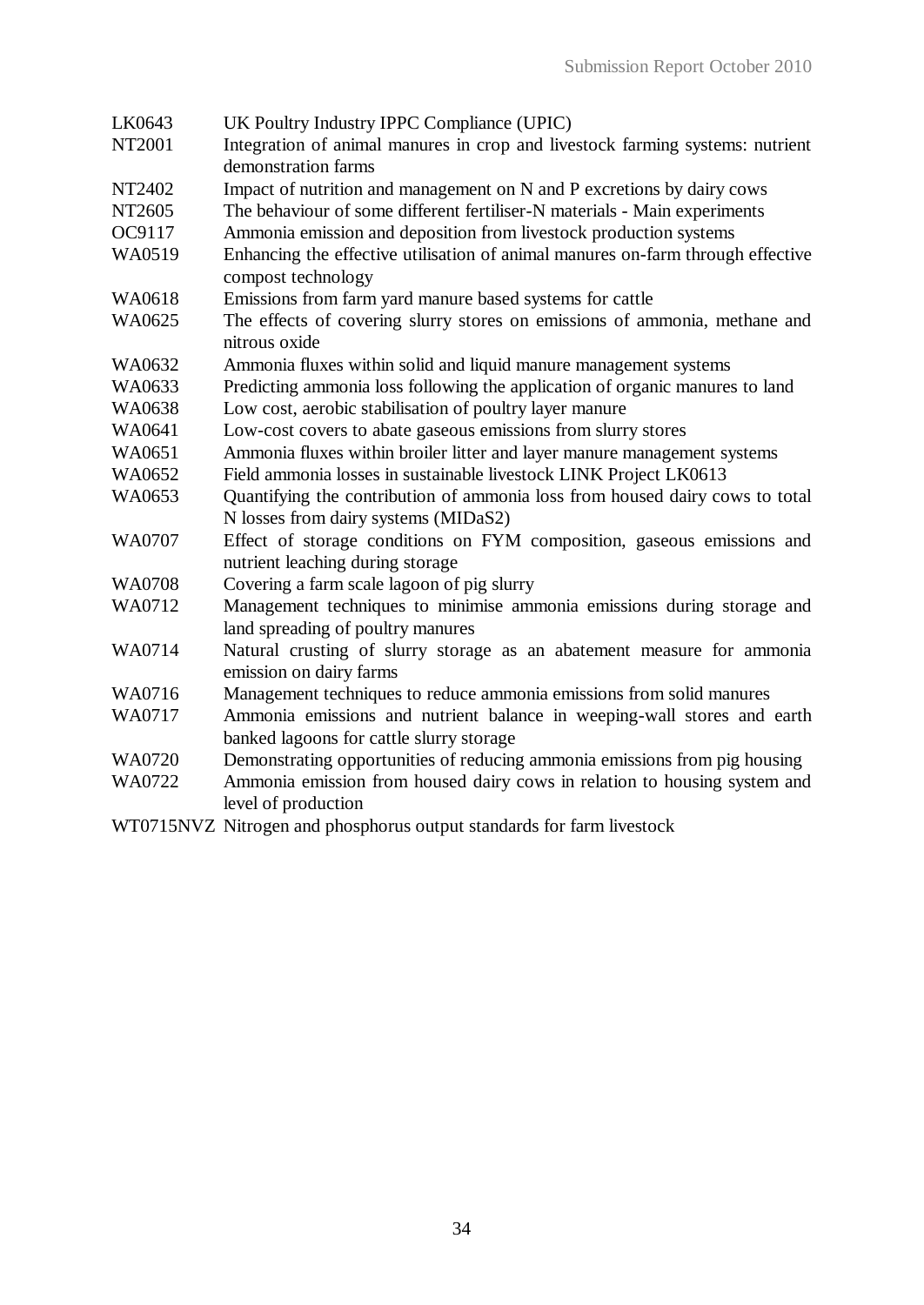| | |
|---|---|
| LK0643 | UK Poultry Industry IPPC Compliance (UPIC) |
| NT2001 | Integration of animal manures in crop and livestock farming systems: nutrient demonstration farms |
| NT2402 | Impact of nutrition and management on N and P excretions by dairy cows |
| NT2605 | The behaviour of some different fertiliser-N materials - Main experiments |
| OC9117 | Ammonia emission and deposition from livestock production systems |
| WA0519 | Enhancing the effective utilisation of animal manures on-farm through effective compost technology |
| WA0618 | Emissions from farm yard manure based systems for cattle |
| WA0625 | The effects of covering slurry stores on emissions of ammonia, methane and nitrous oxide |
| WA0632 | Ammonia fluxes within solid and liquid manure management systems |
| WA0633 | Predicting ammonia loss following the application of organic manures to land |
| WA0638 | Low cost, aerobic stabilisation of poultry layer manure |
| WA0641 | Low-cost covers to abate gaseous emissions from slurry stores |
| WA0651 | Ammonia fluxes within broiler litter and layer manure management systems |
| WA0652 | Field ammonia losses in sustainable livestock LINK Project LK0613 |
| WA0653 | Quantifying the contribution of ammonia loss from housed dairy cows to total N losses from dairy systems (MIDaS2) |
| WA0707 | Effect of storage conditions on FYM composition, gaseous emissions and nutrient leaching during storage |
| WA0708 | Covering a farm scale lagoon of pig slurry |
| WA0712 | Management techniques to minimise ammonia emissions during storage and land spreading of poultry manures |
| WA0714 | Natural crusting of slurry storage as an abatement measure for ammonia emission on dairy farms |
| WA0716 | Management techniques to reduce ammonia emissions from solid manures |
| WA0717 | Ammonia emissions and nutrient balance in weeping-wall stores and earth banked lagoons for cattle slurry storage |
| WA0720 | Demonstrating opportunities of reducing ammonia emissions from pig housing |
| WA0722 | Ammonia emission from housed dairy cows in relation to housing system and level of production |
| WT0715NVZ | Nitrogen and phosphorus output standards for farm livestock |